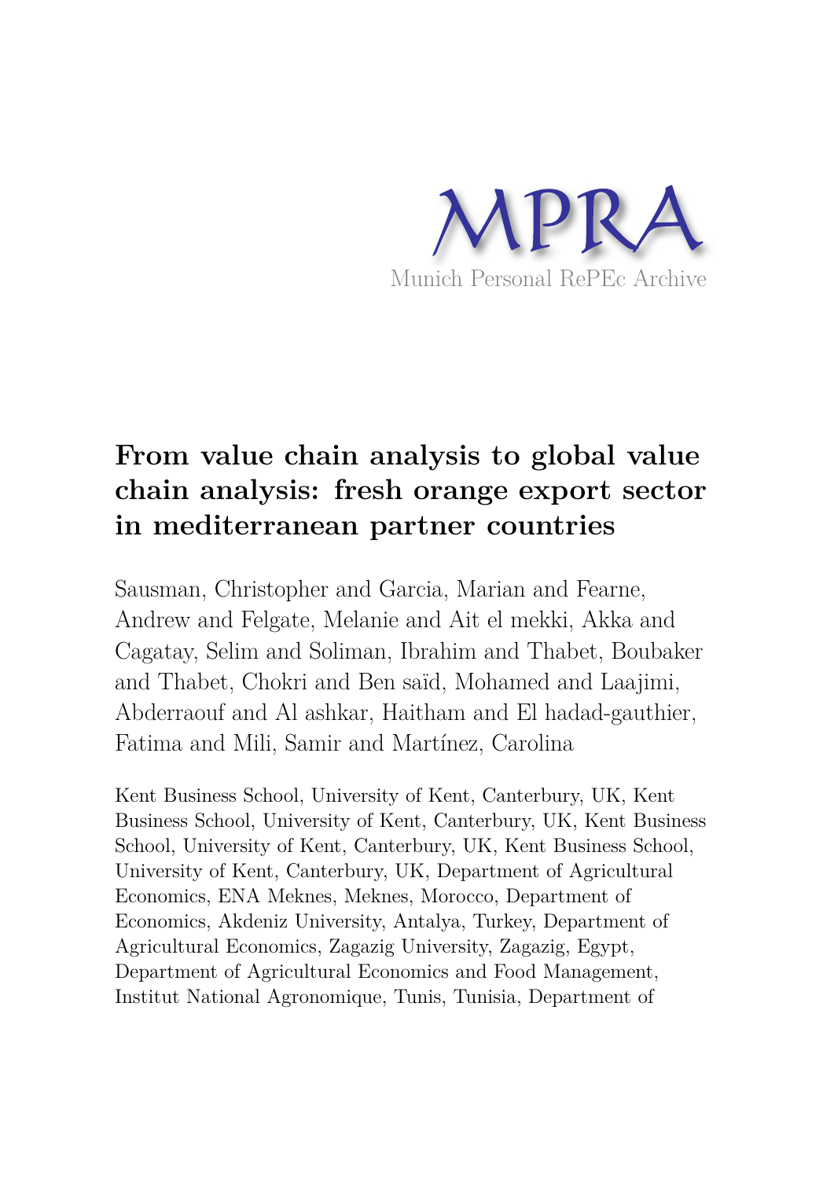MPRA

Munich Personal RePEc Archive

# From value chain analysis to global value chain analysis: fresh orange export sector in mediterranean partner countries

Sausman, Christopher and Garcia, Marian and Fearne, Andrew and Felgate, Melanie and Ait el mekki, Akka and Cagatay, Selim and Soliman, Ibrahim and Thabet, Boubaker and Thabet, Chokri and Ben saïd, Mohamed and Laajimi, Abderraouf and Al ashkar, Haitham and El hadad-gauthier, Fatima and Mili, Samir and Martínez, Carolina

Kent Business School, University of Kent, Canterbury, UK, Kent Business School, University of Kent, Canterbury, UK, Kent Business School, University of Kent, Canterbury, UK, Kent Business School, University of Kent, Canterbury, UK, Department of Agricultural Economics, ENA Meknes, Meknes, Morocco, Department of Economics, Akdeniz University, Antalya, Turkey, Department of Agricultural Economics, Zagazig University, Zagazig, Egypt, Department of Agricultural Economics and Food Management, Institut National Agronomique, Tunis, Tunisia, Department of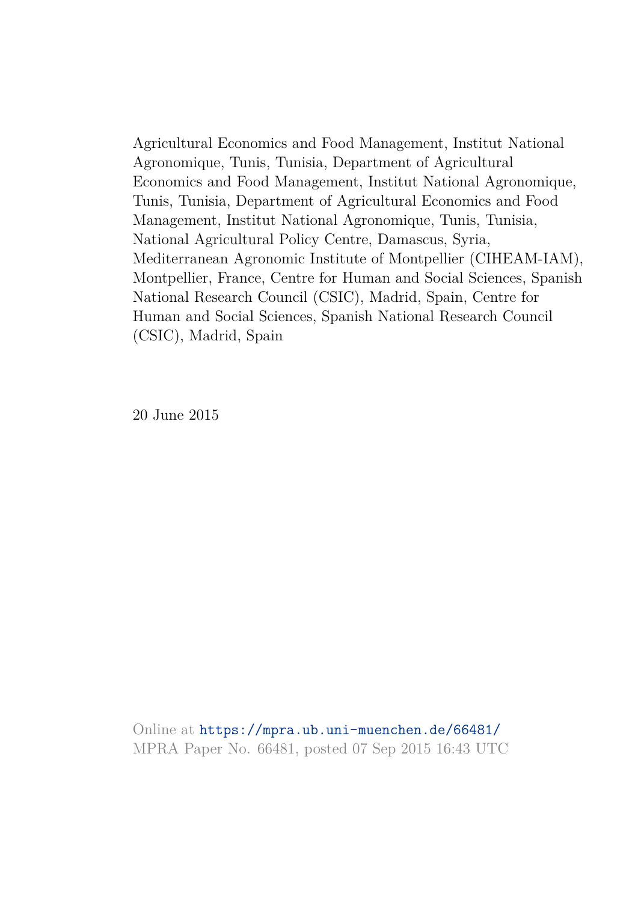Agricultural Economics and Food Management, Institut National Agronomique, Tunis, Tunisia, Department of Agricultural Economics and Food Management, Institut National Agronomique, Tunis, Tunisia, Department of Agricultural Economics and Food Management, Institut National Agronomique, Tunis, Tunisia, National Agricultural Policy Centre, Damascus, Syria, Mediterranean Agronomic Institute of Montpellier (CIHEAM-IAM), Montpellier, France, Centre for Human and Social Sciences, Spanish National Research Council (CSIC), Madrid, Spain, Centre for Human and Social Sciences, Spanish National Research Council (CSIC), Madrid, Spain

20 June 2015

Online at https://mpra.ub.uni-muenchen.de/66481/
MPRA Paper No. 66481, posted 07 Sep 2015 16:43 UTC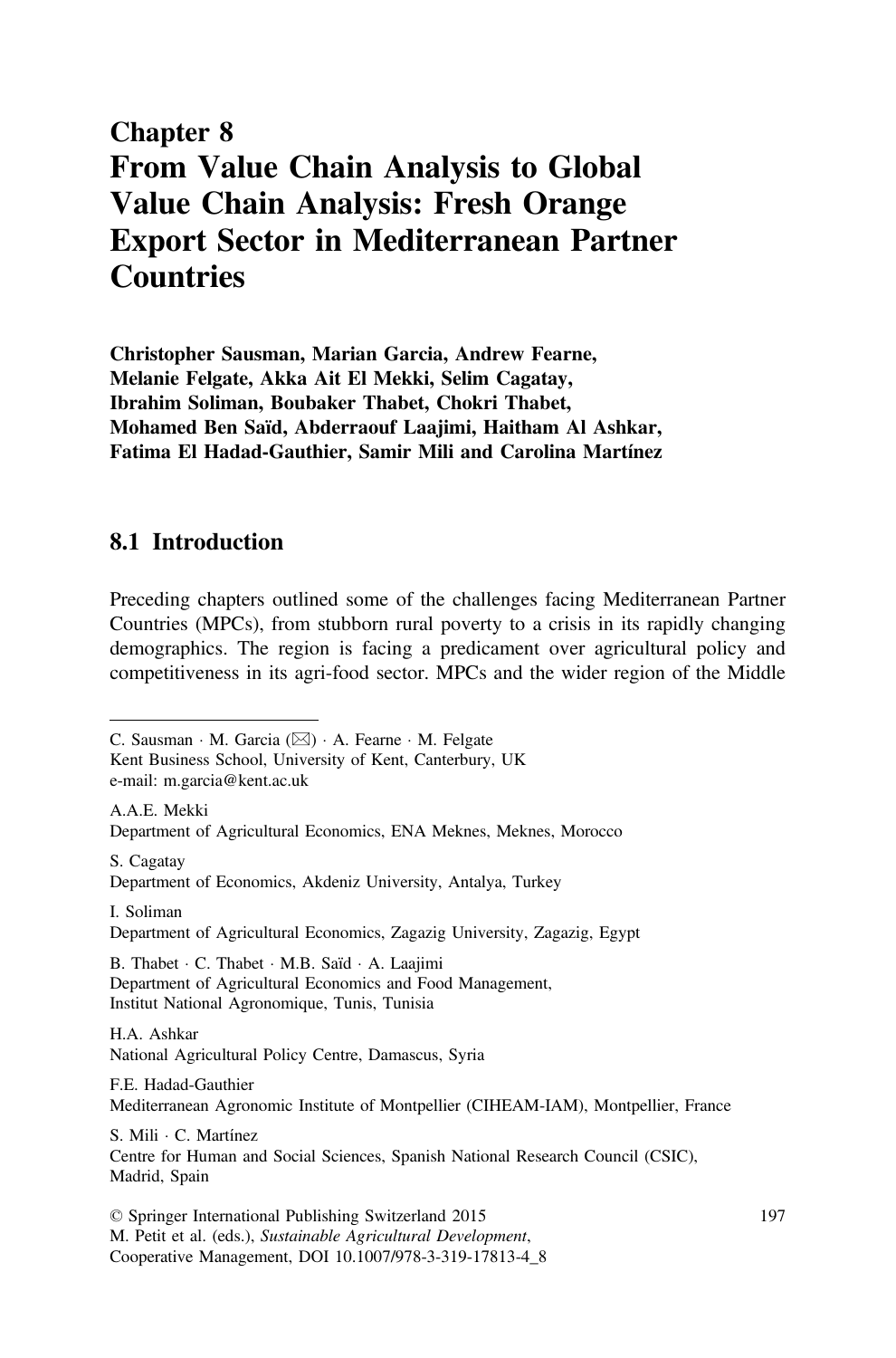# Chapter 8 From Value Chain Analysis to Global Value Chain Analysis: Fresh Orange Export Sector in Mediterranean Partner Countries

**Christopher Sausman, Marian Garcia, Andrew Fearne, Melanie Felgate, Akka Ait El Mekki, Selim Cagatay, Ibrahim Soliman, Boubaker Thabet, Chokri Thabet, Mohamed Ben Saïd, Abderraouf Laajimi, Haitham Al Ashkar, Fatima El Hadad-Gauthier, Samir Mili and Carolina Martínez**

## 8.1 Introduction

Preceding chapters outlined some of the challenges facing Mediterranean Partner Countries (MPCs), from stubborn rural poverty to a crisis in its rapidly changing demographics. The region is facing a predicament over agricultural policy and competitiveness in its agri-food sector. MPCs and the wider region of the Middle

---

C. Sausman · M. Garcia (✉) · A. Fearne · M. Felgate
Kent Business School, University of Kent, Canterbury, UK
e-mail: m.garcia@kent.ac.uk

A.A.E. Mekki
Department of Agricultural Economics, ENA Meknes, Meknes, Morocco

S. Cagatay
Department of Economics, Akdeniz University, Antalya, Turkey

I. Soliman
Department of Agricultural Economics, Zagazig University, Zagazig, Egypt

B. Thabet · C. Thabet · M.B. Saïd · A. Laajimi
Department of Agricultural Economics and Food Management, Institut National Agronomique, Tunis, Tunisia

H.A. Ashkar
National Agricultural Policy Centre, Damascus, Syria

F.E. Hadad-Gauthier
Mediterranean Agronomic Institute of Montpellier (CIHEAM-IAM), Montpellier, France

S. Mili · C. Martínez
Centre for Human and Social Sciences, Spanish National Research Council (CSIC), Madrid, Spain

© Springer International Publishing Switzerland 2015
M. Petit et al. (eds.), *Sustainable Agricultural Development*, Cooperative Management, DOI 10.1007/978-3-319-17813-4_8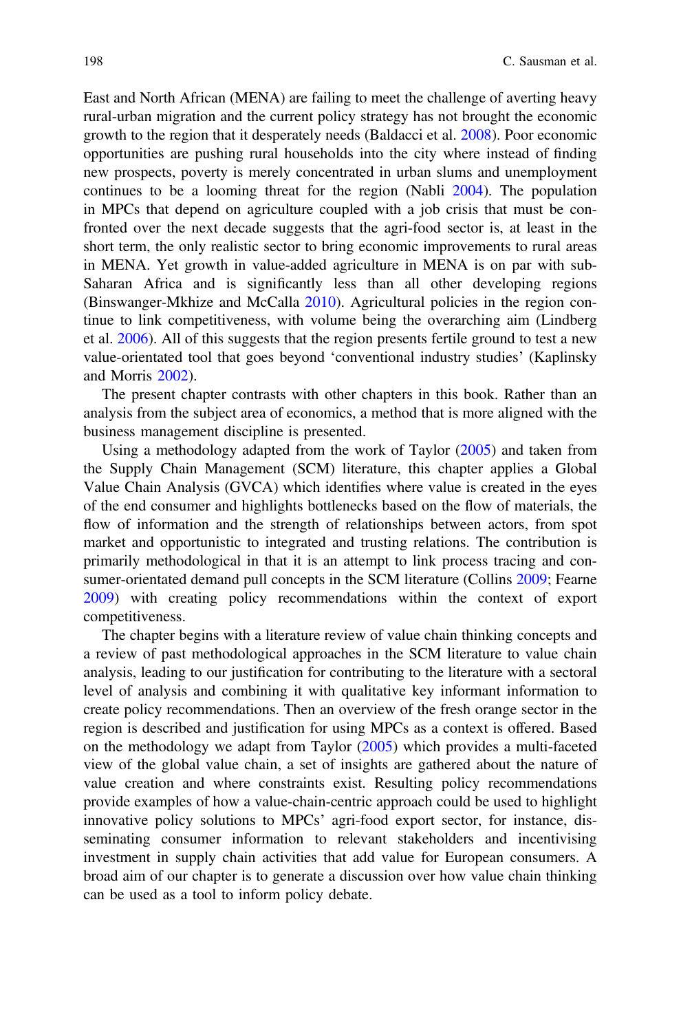East and North African (MENA) are failing to meet the challenge of averting heavy rural-urban migration and the current policy strategy has not brought the economic growth to the region that it desperately needs (Baldacci et al. 2008). Poor economic opportunities are pushing rural households into the city where instead of finding new prospects, poverty is merely concentrated in urban slums and unemployment continues to be a looming threat for the region (Nabli 2004). The population in MPCs that depend on agriculture coupled with a job crisis that must be confronted over the next decade suggests that the agri-food sector is, at least in the short term, the only realistic sector to bring economic improvements to rural areas in MENA. Yet growth in value-added agriculture in MENA is on par with sub-Saharan Africa and is significantly less than all other developing regions (Binswanger-Mkhize and McCalla 2010). Agricultural policies in the region continue to link competitiveness, with volume being the overarching aim (Lindberg et al. 2006). All of this suggests that the region presents fertile ground to test a new value-orientated tool that goes beyond 'conventional industry studies' (Kaplinsky and Morris 2002).

The present chapter contrasts with other chapters in this book. Rather than an analysis from the subject area of economics, a method that is more aligned with the business management discipline is presented.

Using a methodology adapted from the work of Taylor (2005) and taken from the Supply Chain Management (SCM) literature, this chapter applies a Global Value Chain Analysis (GVCA) which identifies where value is created in the eyes of the end consumer and highlights bottlenecks based on the flow of materials, the flow of information and the strength of relationships between actors, from spot market and opportunistic to integrated and trusting relations. The contribution is primarily methodological in that it is an attempt to link process tracing and consumer-orientated demand pull concepts in the SCM literature (Collins 2009; Fearne 2009) with creating policy recommendations within the context of export competitiveness.

The chapter begins with a literature review of value chain thinking concepts and a review of past methodological approaches in the SCM literature to value chain analysis, leading to our justification for contributing to the literature with a sectoral level of analysis and combining it with qualitative key informant information to create policy recommendations. Then an overview of the fresh orange sector in the region is described and justification for using MPCs as a context is offered. Based on the methodology we adapt from Taylor (2005) which provides a multi-faceted view of the global value chain, a set of insights are gathered about the nature of value creation and where constraints exist. Resulting policy recommendations provide examples of how a value-chain-centric approach could be used to highlight innovative policy solutions to MPCs' agri-food export sector, for instance, disseminating consumer information to relevant stakeholders and incentivising investment in supply chain activities that add value for European consumers. A broad aim of our chapter is to generate a discussion over how value chain thinking can be used as a tool to inform policy debate.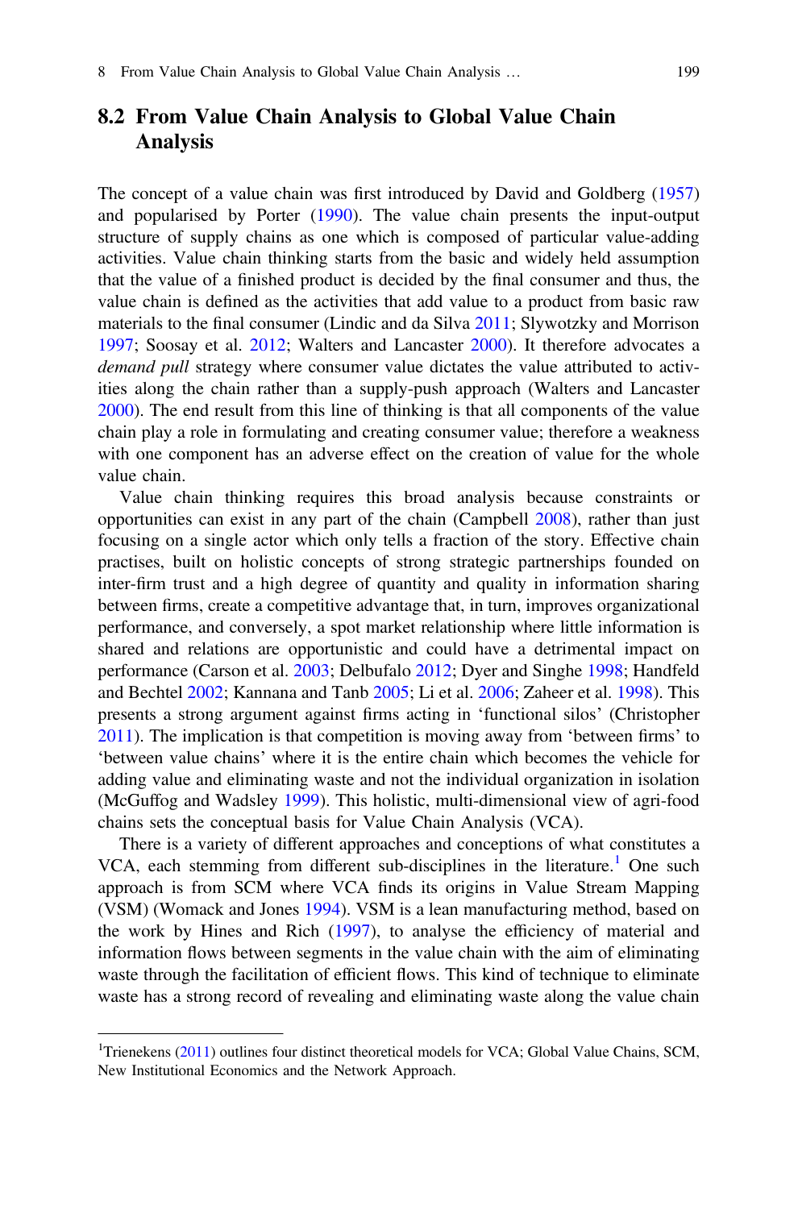## 8.2 From Value Chain Analysis to Global Value Chain Analysis

The concept of a value chain was first introduced by David and Goldberg (1957) and popularised by Porter (1990). The value chain presents the input-output structure of supply chains as one which is composed of particular value-adding activities. Value chain thinking starts from the basic and widely held assumption that the value of a finished product is decided by the final consumer and thus, the value chain is defined as the activities that add value to a product from basic raw materials to the final consumer (Lindic and da Silva 2011; Slywotzky and Morrison 1997; Soosay et al. 2012; Walters and Lancaster 2000). It therefore advocates a *demand pull* strategy where consumer value dictates the value attributed to activities along the chain rather than a supply-push approach (Walters and Lancaster 2000). The end result from this line of thinking is that all components of the value chain play a role in formulating and creating consumer value; therefore a weakness with one component has an adverse effect on the creation of value for the whole value chain.

Value chain thinking requires this broad analysis because constraints or opportunities can exist in any part of the chain (Campbell 2008), rather than just focusing on a single actor which only tells a fraction of the story. Effective chain practises, built on holistic concepts of strong strategic partnerships founded on inter-firm trust and a high degree of quantity and quality in information sharing between firms, create a competitive advantage that, in turn, improves organizational performance, and conversely, a spot market relationship where little information is shared and relations are opportunistic and could have a detrimental impact on performance (Carson et al. 2003; Delbufalo 2012; Dyer and Singhe 1998; Handfeld and Bechtel 2002; Kannana and Tanb 2005; Li et al. 2006; Zaheer et al. 1998). This presents a strong argument against firms acting in 'functional silos' (Christopher 2011). The implication is that competition is moving away from 'between firms' to 'between value chains' where it is the entire chain which becomes the vehicle for adding value and eliminating waste and not the individual organization in isolation (McGuffog and Wadsley 1999). This holistic, multi-dimensional view of agri-food chains sets the conceptual basis for Value Chain Analysis (VCA).

There is a variety of different approaches and conceptions of what constitutes a VCA, each stemming from different sub-disciplines in the literature.[1] One such approach is from SCM where VCA finds its origins in Value Stream Mapping (VSM) (Womack and Jones 1994). VSM is a lean manufacturing method, based on the work by Hines and Rich (1997), to analyse the efficiency of material and information flows between segments in the value chain with the aim of eliminating waste through the facilitation of efficient flows. This kind of technique to eliminate waste has a strong record of revealing and eliminating waste along the value chain

---

[1] Trienekens (2011) outlines four distinct theoretical models for VCA; Global Value Chains, SCM, New Institutional Economics and the Network Approach.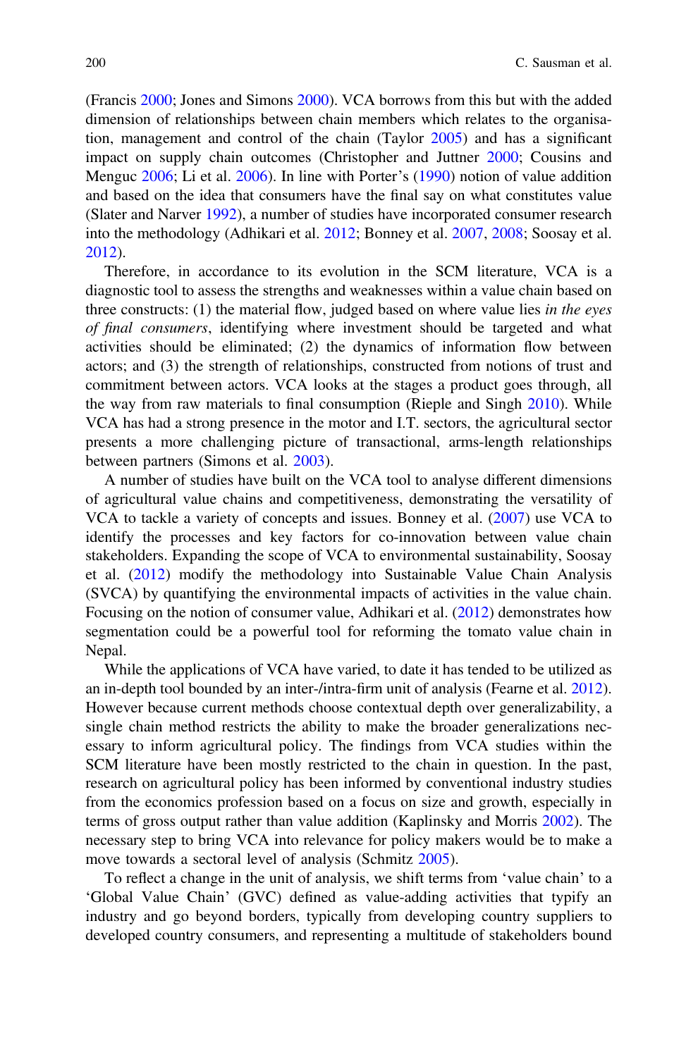(Francis 2000; Jones and Simons 2000). VCA borrows from this but with the added dimension of relationships between chain members which relates to the organisation, management and control of the chain (Taylor 2005) and has a significant impact on supply chain outcomes (Christopher and Juttner 2000; Cousins and Menguc 2006; Li et al. 2006). In line with Porter's (1990) notion of value addition and based on the idea that consumers have the final say on what constitutes value (Slater and Narver 1992), a number of studies have incorporated consumer research into the methodology (Adhikari et al. 2012; Bonney et al. 2007, 2008; Soosay et al. 2012).

Therefore, in accordance to its evolution in the SCM literature, VCA is a diagnostic tool to assess the strengths and weaknesses within a value chain based on three constructs: (1) the material flow, judged based on where value lies *in the eyes of final consumers*, identifying where investment should be targeted and what activities should be eliminated; (2) the dynamics of information flow between actors; and (3) the strength of relationships, constructed from notions of trust and commitment between actors. VCA looks at the stages a product goes through, all the way from raw materials to final consumption (Rieple and Singh 2010). While VCA has had a strong presence in the motor and I.T. sectors, the agricultural sector presents a more challenging picture of transactional, arms-length relationships between partners (Simons et al. 2003).

A number of studies have built on the VCA tool to analyse different dimensions of agricultural value chains and competitiveness, demonstrating the versatility of VCA to tackle a variety of concepts and issues. Bonney et al. (2007) use VCA to identify the processes and key factors for co-innovation between value chain stakeholders. Expanding the scope of VCA to environmental sustainability, Soosay et al. (2012) modify the methodology into Sustainable Value Chain Analysis (SVCA) by quantifying the environmental impacts of activities in the value chain. Focusing on the notion of consumer value, Adhikari et al. (2012) demonstrates how segmentation could be a powerful tool for reforming the tomato value chain in Nepal.

While the applications of VCA have varied, to date it has tended to be utilized as an in-depth tool bounded by an inter-/intra-firm unit of analysis (Fearne et al. 2012). However because current methods choose contextual depth over generalizability, a single chain method restricts the ability to make the broader generalizations necessary to inform agricultural policy. The findings from VCA studies within the SCM literature have been mostly restricted to the chain in question. In the past, research on agricultural policy has been informed by conventional industry studies from the economics profession based on a focus on size and growth, especially in terms of gross output rather than value addition (Kaplinsky and Morris 2002). The necessary step to bring VCA into relevance for policy makers would be to make a move towards a sectoral level of analysis (Schmitz 2005).

To reflect a change in the unit of analysis, we shift terms from 'value chain' to a 'Global Value Chain' (GVC) defined as value-adding activities that typify an industry and go beyond borders, typically from developing country suppliers to developed country consumers, and representing a multitude of stakeholders bound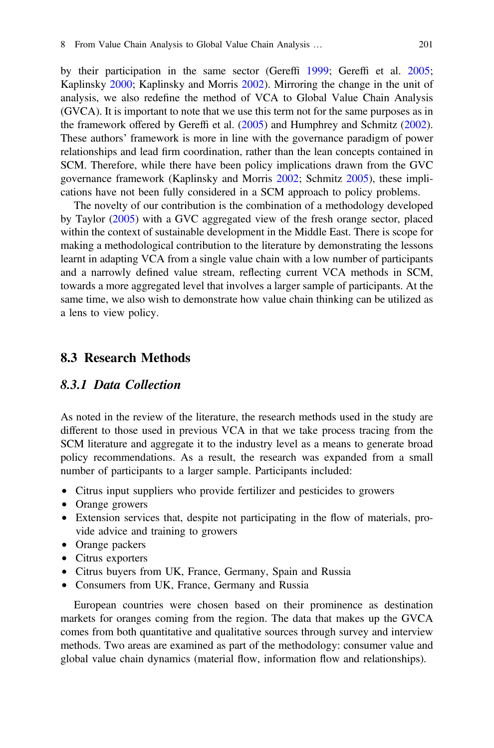by their participation in the same sector (Gereffi 1999; Gereffi et al. 2005; Kaplinsky 2000; Kaplinsky and Morris 2002). Mirroring the change in the unit of analysis, we also redefine the method of VCA to Global Value Chain Analysis (GVCA). It is important to note that we use this term not for the same purposes as in the framework offered by Gereffi et al. (2005) and Humphrey and Schmitz (2002). These authors' framework is more in line with the governance paradigm of power relationships and lead firm coordination, rather than the lean concepts contained in SCM. Therefore, while there have been policy implications drawn from the GVC governance framework (Kaplinsky and Morris 2002; Schmitz 2005), these implications have not been fully considered in a SCM approach to policy problems.

The novelty of our contribution is the combination of a methodology developed by Taylor (2005) with a GVC aggregated view of the fresh orange sector, placed within the context of sustainable development in the Middle East. There is scope for making a methodological contribution to the literature by demonstrating the lessons learnt in adapting VCA from a single value chain with a low number of participants and a narrowly defined value stream, reflecting current VCA methods in SCM, towards a more aggregated level that involves a larger sample of participants. At the same time, we also wish to demonstrate how value chain thinking can be utilized as a lens to view policy.

## 8.3 Research Methods

### *8.3.1 Data Collection*

As noted in the review of the literature, the research methods used in the study are different to those used in previous VCA in that we take process tracing from the SCM literature and aggregate it to the industry level as a means to generate broad policy recommendations. As a result, the research was expanded from a small number of participants to a larger sample. Participants included:

- Citrus input suppliers who provide fertilizer and pesticides to growers
- Orange growers
- Extension services that, despite not participating in the flow of materials, provide advice and training to growers
- Orange packers
- Citrus exporters
- Citrus buyers from UK, France, Germany, Spain and Russia
- Consumers from UK, France, Germany and Russia

European countries were chosen based on their prominence as destination markets for oranges coming from the region. The data that makes up the GVCA comes from both quantitative and qualitative sources through survey and interview methods. Two areas are examined as part of the methodology: consumer value and global value chain dynamics (material flow, information flow and relationships).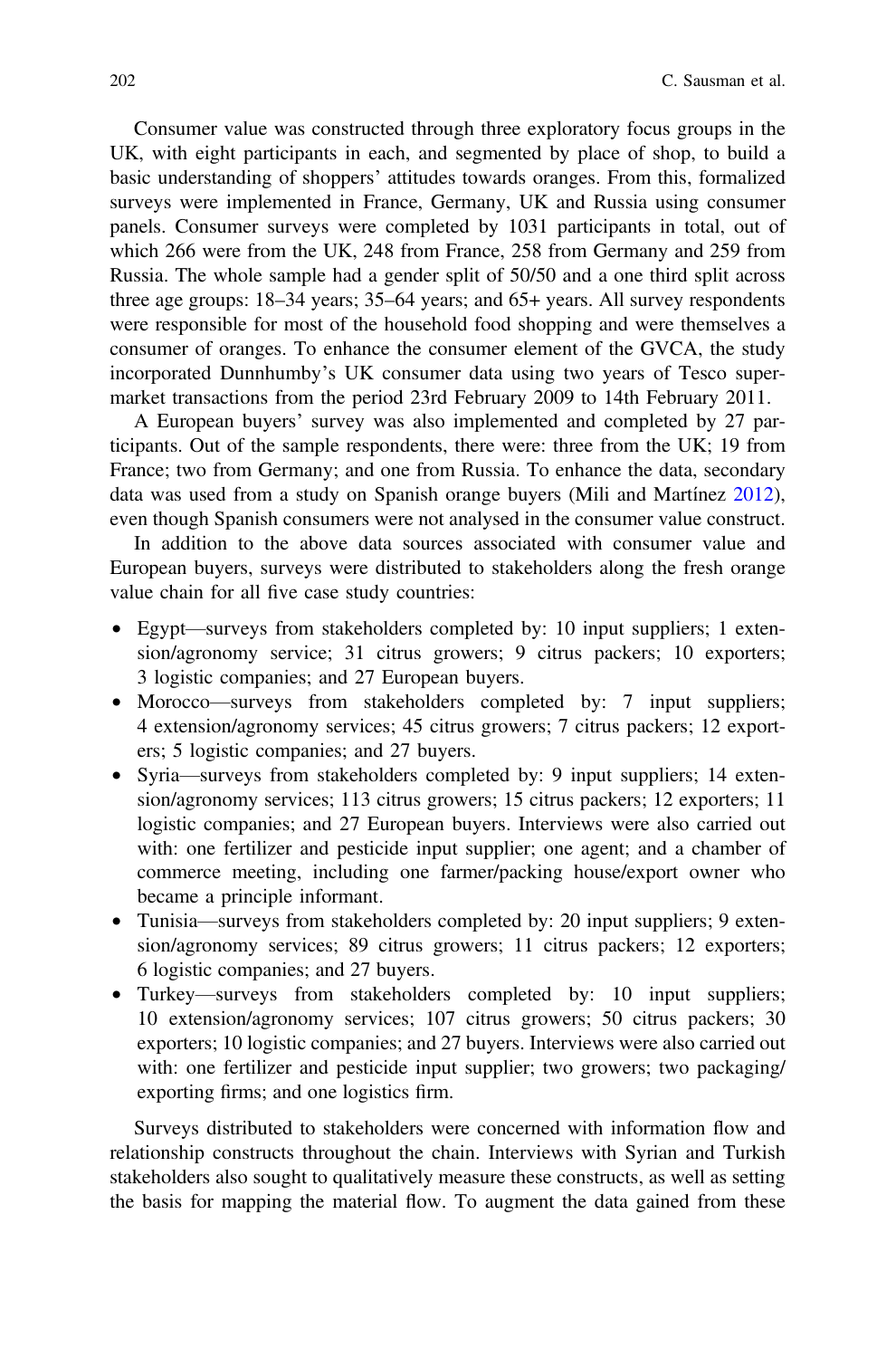Consumer value was constructed through three exploratory focus groups in the UK, with eight participants in each, and segmented by place of shop, to build a basic understanding of shoppers' attitudes towards oranges. From this, formalized surveys were implemented in France, Germany, UK and Russia using consumer panels. Consumer surveys were completed by 1031 participants in total, out of which 266 were from the UK, 248 from France, 258 from Germany and 259 from Russia. The whole sample had a gender split of 50/50 and a one third split across three age groups: 18–34 years; 35–64 years; and 65+ years. All survey respondents were responsible for most of the household food shopping and were themselves a consumer of oranges. To enhance the consumer element of the GVCA, the study incorporated Dunnhumby's UK consumer data using two years of Tesco supermarket transactions from the period 23rd February 2009 to 14th February 2011.

A European buyers' survey was also implemented and completed by 27 participants. Out of the sample respondents, there were: three from the UK; 19 from France; two from Germany; and one from Russia. To enhance the data, secondary data was used from a study on Spanish orange buyers (Mili and Martínez 2012), even though Spanish consumers were not analysed in the consumer value construct.

In addition to the above data sources associated with consumer value and European buyers, surveys were distributed to stakeholders along the fresh orange value chain for all five case study countries:

- Egypt—surveys from stakeholders completed by: 10 input suppliers; 1 extension/agronomy service; 31 citrus growers; 9 citrus packers; 10 exporters; 3 logistic companies; and 27 European buyers.
- Morocco—surveys from stakeholders completed by: 7 input suppliers; 4 extension/agronomy services; 45 citrus growers; 7 citrus packers; 12 exporters; 5 logistic companies; and 27 buyers.
- Syria—surveys from stakeholders completed by: 9 input suppliers; 14 extension/agronomy services; 113 citrus growers; 15 citrus packers; 12 exporters; 11 logistic companies; and 27 European buyers. Interviews were also carried out with: one fertilizer and pesticide input supplier; one agent; and a chamber of commerce meeting, including one farmer/packing house/export owner who became a principle informant.
- Tunisia—surveys from stakeholders completed by: 20 input suppliers; 9 extension/agronomy services; 89 citrus growers; 11 citrus packers; 12 exporters; 6 logistic companies; and 27 buyers.
- Turkey—surveys from stakeholders completed by: 10 input suppliers; 10 extension/agronomy services; 107 citrus growers; 50 citrus packers; 30 exporters; 10 logistic companies; and 27 buyers. Interviews were also carried out with: one fertilizer and pesticide input supplier; two growers; two packaging/exporting firms; and one logistics firm.

Surveys distributed to stakeholders were concerned with information flow and relationship constructs throughout the chain. Interviews with Syrian and Turkish stakeholders also sought to qualitatively measure these constructs, as well as setting the basis for mapping the material flow. To augment the data gained from these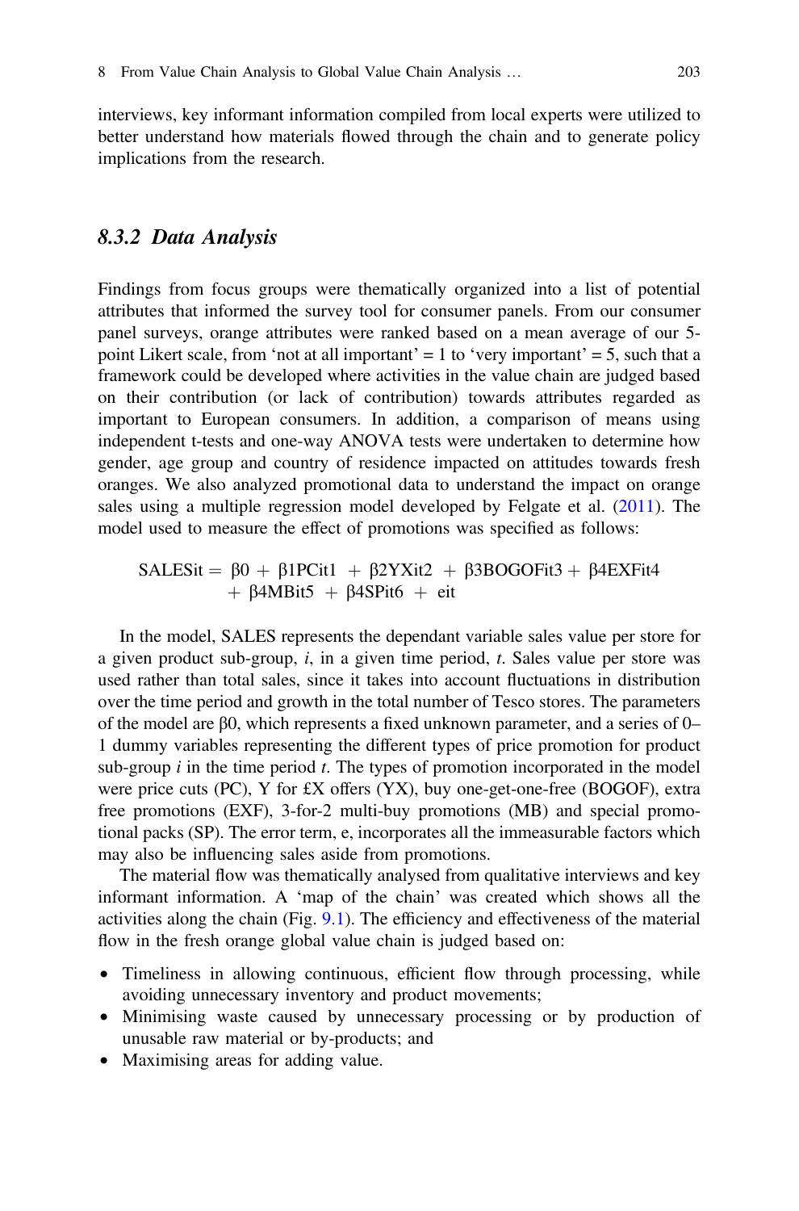interviews, key informant information compiled from local experts were utilized to better understand how materials flowed through the chain and to generate policy implications from the research.

### 8.3.2 Data Analysis

Findings from focus groups were thematically organized into a list of potential attributes that informed the survey tool for consumer panels. From our consumer panel surveys, orange attributes were ranked based on a mean average of our 5-point Likert scale, from 'not at all important' = 1 to 'very important' = 5, such that a framework could be developed where activities in the value chain are judged based on their contribution (or lack of contribution) towards attributes regarded as important to European consumers. In addition, a comparison of means using independent t-tests and one-way ANOVA tests were undertaken to determine how gender, age group and country of residence impacted on attitudes towards fresh oranges. We also analyzed promotional data to understand the impact on orange sales using a multiple regression model developed by Felgate et al. (2011). The model used to measure the effect of promotions was specified as follows:

$$\mathrm{SALESit} = \beta 0 + \beta 1\mathrm{PCit1} + \beta 2\mathrm{YXit2} + \beta 3\mathrm{BOGOFit3} + \beta 4\mathrm{EXFit4} + \beta 4\mathrm{MBit5} + \beta 4\mathrm{SPit6} + \mathrm{eit}$$

In the model, SALES represents the dependant variable sales value per store for a given product sub-group, *i*, in a given time period, *t*. Sales value per store was used rather than total sales, since it takes into account fluctuations in distribution over the time period and growth in the total number of Tesco stores. The parameters of the model are β0, which represents a fixed unknown parameter, and a series of 0–1 dummy variables representing the different types of price promotion for product sub-group *i* in the time period *t*. The types of promotion incorporated in the model were price cuts (PC), Y for £X offers (YX), buy one-get-one-free (BOGOF), extra free promotions (EXF), 3-for-2 multi-buy promotions (MB) and special promotional packs (SP). The error term, e, incorporates all the immeasurable factors which may also be influencing sales aside from promotions.

The material flow was thematically analysed from qualitative interviews and key informant information. A 'map of the chain' was created which shows all the activities along the chain (Fig. 9.1). The efficiency and effectiveness of the material flow in the fresh orange global value chain is judged based on:

- Timeliness in allowing continuous, efficient flow through processing, while avoiding unnecessary inventory and product movements;
- Minimising waste caused by unnecessary processing or by production of unusable raw material or by-products; and
- Maximising areas for adding value.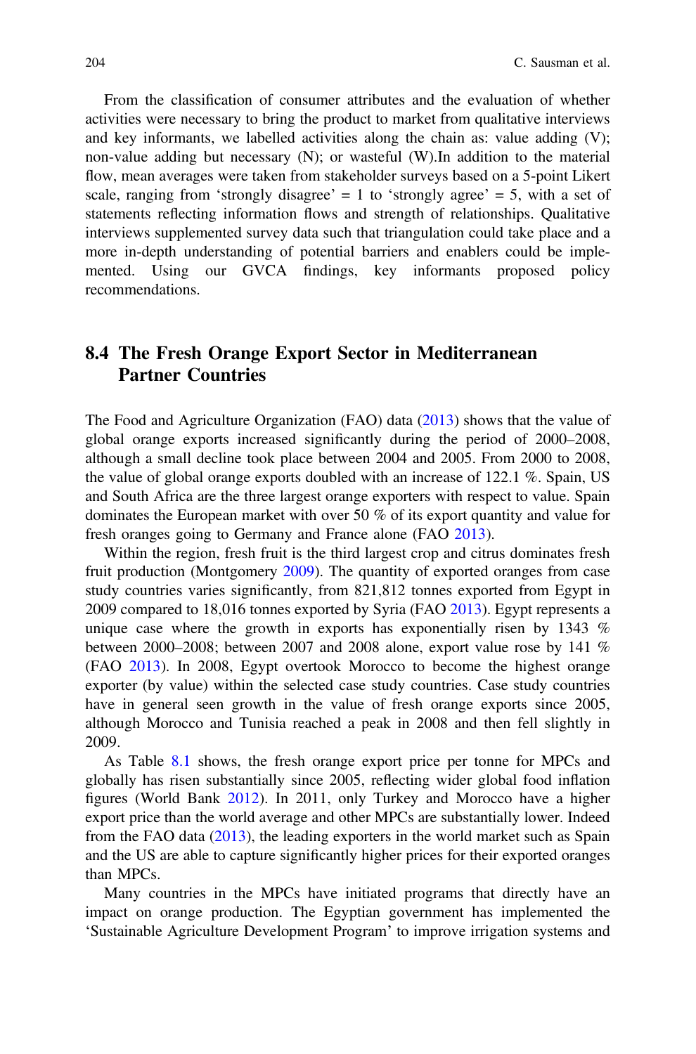From the classification of consumer attributes and the evaluation of whether activities were necessary to bring the product to market from qualitative interviews and key informants, we labelled activities along the chain as: value adding (V); non-value adding but necessary (N); or wasteful (W).In addition to the material flow, mean averages were taken from stakeholder surveys based on a 5-point Likert scale, ranging from 'strongly disagree' = 1 to 'strongly agree' = 5, with a set of statements reflecting information flows and strength of relationships. Qualitative interviews supplemented survey data such that triangulation could take place and a more in-depth understanding of potential barriers and enablers could be implemented. Using our GVCA findings, key informants proposed policy recommendations.

## 8.4 The Fresh Orange Export Sector in Mediterranean Partner Countries

The Food and Agriculture Organization (FAO) data (2013) shows that the value of global orange exports increased significantly during the period of 2000–2008, although a small decline took place between 2004 and 2005. From 2000 to 2008, the value of global orange exports doubled with an increase of 122.1 %. Spain, US and South Africa are the three largest orange exporters with respect to value. Spain dominates the European market with over 50 % of its export quantity and value for fresh oranges going to Germany and France alone (FAO 2013).

Within the region, fresh fruit is the third largest crop and citrus dominates fresh fruit production (Montgomery 2009). The quantity of exported oranges from case study countries varies significantly, from 821,812 tonnes exported from Egypt in 2009 compared to 18,016 tonnes exported by Syria (FAO 2013). Egypt represents a unique case where the growth in exports has exponentially risen by 1343 % between 2000–2008; between 2007 and 2008 alone, export value rose by 141 % (FAO 2013). In 2008, Egypt overtook Morocco to become the highest orange exporter (by value) within the selected case study countries. Case study countries have in general seen growth in the value of fresh orange exports since 2005, although Morocco and Tunisia reached a peak in 2008 and then fell slightly in 2009.

As Table 8.1 shows, the fresh orange export price per tonne for MPCs and globally has risen substantially since 2005, reflecting wider global food inflation figures (World Bank 2012). In 2011, only Turkey and Morocco have a higher export price than the world average and other MPCs are substantially lower. Indeed from the FAO data (2013), the leading exporters in the world market such as Spain and the US are able to capture significantly higher prices for their exported oranges than MPCs.

Many countries in the MPCs have initiated programs that directly have an impact on orange production. The Egyptian government has implemented the 'Sustainable Agriculture Development Program' to improve irrigation systems and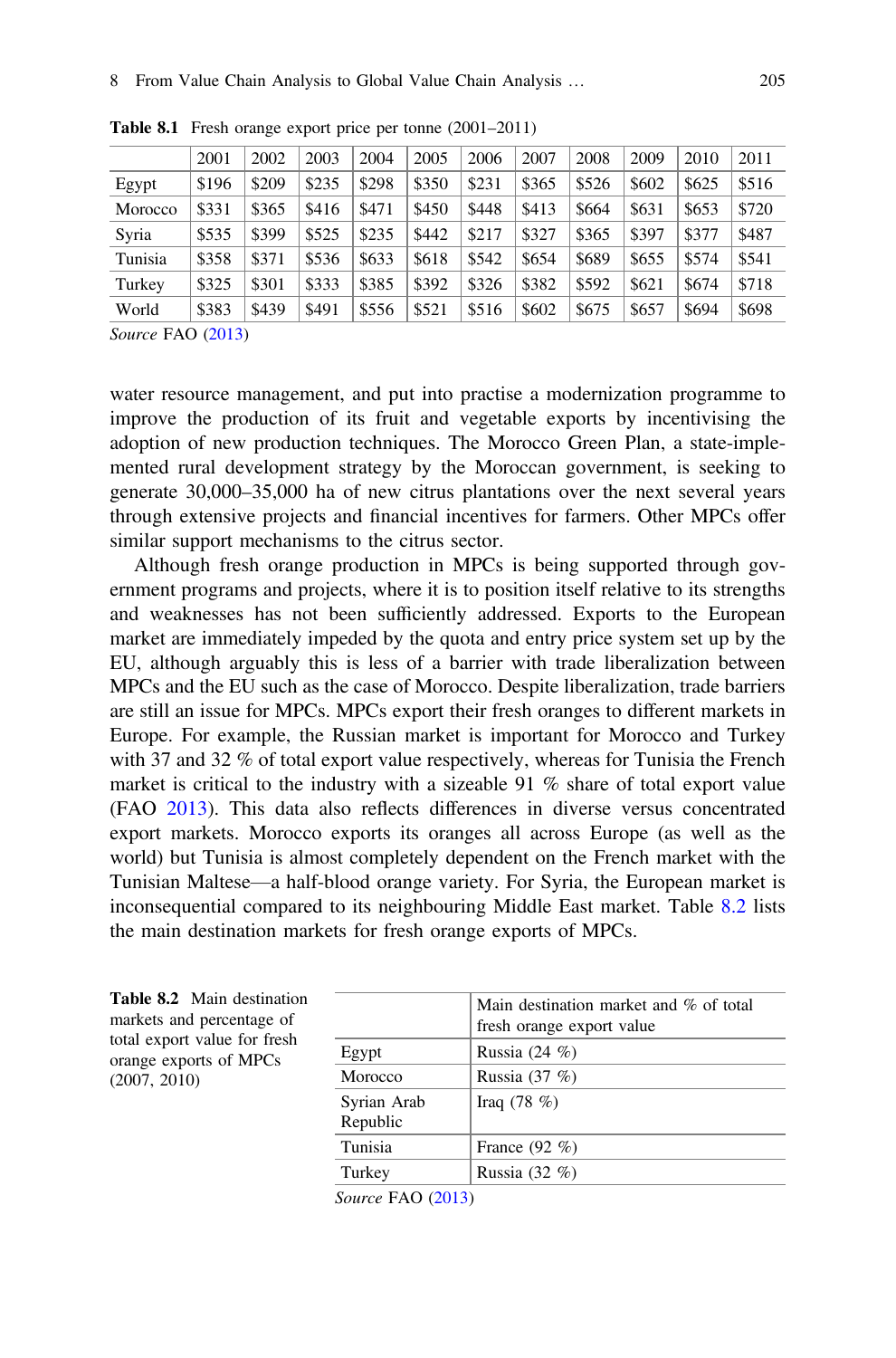**Table 8.1** Fresh orange export price per tonne (2001–2011)

| | 2001 | 2002 | 2003 | 2004 | 2005 | 2006 | 2007 | 2008 | 2009 | 2010 | 2011 |
|---|---|---|---|---|---|---|---|---|---|---|---|
| Egypt | $196 | $209 | $235 | $298 | $350 | $231 | $365 | $526 | $602 | $625 | $516 |
| Morocco | $331 | $365 | $416 | $471 | $450 | $448 | $413 | $664 | $631 | $653 | $720 |
| Syria | $535 | $399 | $525 | $235 | $442 | $217 | $327 | $365 | $397 | $377 | $487 |
| Tunisia | $358 | $371 | $536 | $633 | $618 | $542 | $654 | $689 | $655 | $574 | $541 |
| Turkey | $325 | $301 | $333 | $385 | $392 | $326 | $382 | $592 | $621 | $674 | $718 |
| World | $383 | $439 | $491 | $556 | $521 | $516 | $602 | $675 | $657 | $694 | $698 |

*Source* FAO (2013)

water resource management, and put into practise a modernization programme to improve the production of its fruit and vegetable exports by incentivising the adoption of new production techniques. The Morocco Green Plan, a state-implemented rural development strategy by the Moroccan government, is seeking to generate 30,000–35,000 ha of new citrus plantations over the next several years through extensive projects and financial incentives for farmers. Other MPCs offer similar support mechanisms to the citrus sector.

Although fresh orange production in MPCs is being supported through government programs and projects, where it is to position itself relative to its strengths and weaknesses has not been sufficiently addressed. Exports to the European market are immediately impeded by the quota and entry price system set up by the EU, although arguably this is less of a barrier with trade liberalization between MPCs and the EU such as the case of Morocco. Despite liberalization, trade barriers are still an issue for MPCs. MPCs export their fresh oranges to different markets in Europe. For example, the Russian market is important for Morocco and Turkey with 37 and 32 % of total export value respectively, whereas for Tunisia the French market is critical to the industry with a sizeable 91 % share of total export value (FAO 2013). This data also reflects differences in diverse versus concentrated export markets. Morocco exports its oranges all across Europe (as well as the world) but Tunisia is almost completely dependent on the French market with the Tunisian Maltese—a half-blood orange variety. For Syria, the European market is inconsequential compared to its neighbouring Middle East market. Table 8.2 lists the main destination markets for fresh orange exports of MPCs.

**Table 8.2** Main destination markets and percentage of total export value for fresh orange exports of MPCs (2007, 2010)

| | Main destination market and % of total fresh orange export value |
|---|---|
| Egypt | Russia (24 %) |
| Morocco | Russia (37 %) |
| Syrian Arab Republic | Iraq (78 %) |
| Tunisia | France (92 %) |
| Turkey | Russia (32 %) |

*Source* FAO (2013)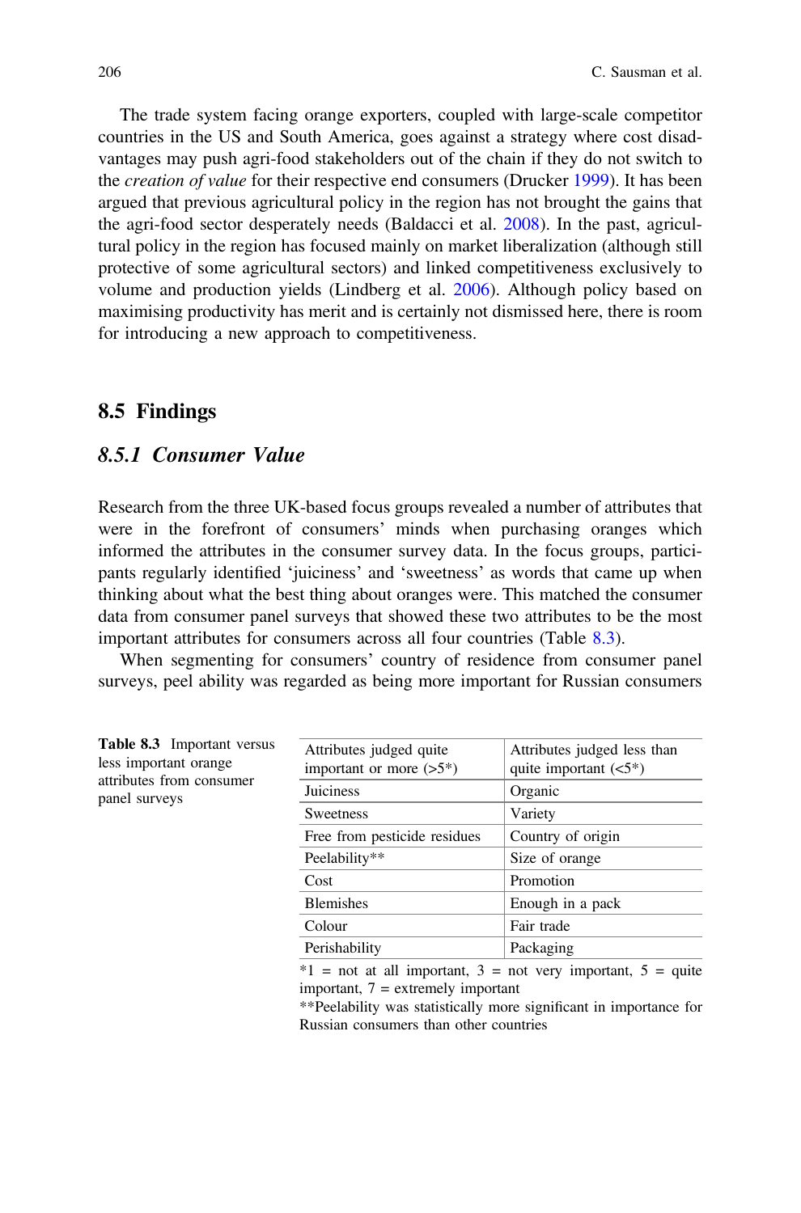The trade system facing orange exporters, coupled with large-scale competitor countries in the US and South America, goes against a strategy where cost disadvantages may push agri-food stakeholders out of the chain if they do not switch to the *creation of value* for their respective end consumers (Drucker 1999). It has been argued that previous agricultural policy in the region has not brought the gains that the agri-food sector desperately needs (Baldacci et al. 2008). In the past, agricultural policy in the region has focused mainly on market liberalization (although still protective of some agricultural sectors) and linked competitiveness exclusively to volume and production yields (Lindberg et al. 2006). Although policy based on maximising productivity has merit and is certainly not dismissed here, there is room for introducing a new approach to competitiveness.

## 8.5 Findings

### *8.5.1 Consumer Value*

Research from the three UK-based focus groups revealed a number of attributes that were in the forefront of consumers' minds when purchasing oranges which informed the attributes in the consumer survey data. In the focus groups, participants regularly identified 'juiciness' and 'sweetness' as words that came up when thinking about what the best thing about oranges were. This matched the consumer data from consumer panel surveys that showed these two attributes to be the most important attributes for consumers across all four countries (Table 8.3).

When segmenting for consumers' country of residence from consumer panel surveys, peel ability was regarded as being more important for Russian consumers

**Table 8.3** Important versus less important orange attributes from consumer panel surveys

| Attributes judged quite important or more (>5*) | Attributes judged less than quite important (<5*) |
|---|---|
| Juiciness | Organic |
| Sweetness | Variety |
| Free from pesticide residues | Country of origin |
| Peelability** | Size of orange |
| Cost | Promotion |
| Blemishes | Enough in a pack |
| Colour | Fair trade |
| Perishability | Packaging |

*1 = not at all important, 3 = not very important, 5 = quite important, 7 = extremely important

**Peelability was statistically more significant in importance for Russian consumers than other countries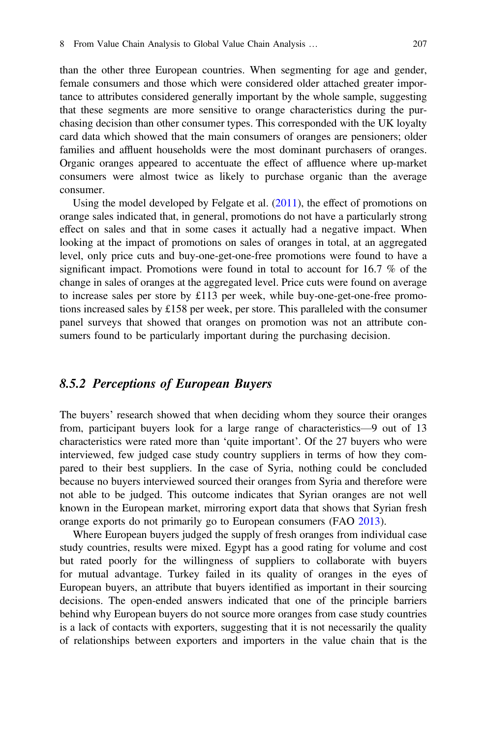than the other three European countries. When segmenting for age and gender, female consumers and those which were considered older attached greater importance to attributes considered generally important by the whole sample, suggesting that these segments are more sensitive to orange characteristics during the purchasing decision than other consumer types. This corresponded with the UK loyalty card data which showed that the main consumers of oranges are pensioners; older families and affluent households were the most dominant purchasers of oranges. Organic oranges appeared to accentuate the effect of affluence where up-market consumers were almost twice as likely to purchase organic than the average consumer.

Using the model developed by Felgate et al. (2011), the effect of promotions on orange sales indicated that, in general, promotions do not have a particularly strong effect on sales and that in some cases it actually had a negative impact. When looking at the impact of promotions on sales of oranges in total, at an aggregated level, only price cuts and buy-one-get-one-free promotions were found to have a significant impact. Promotions were found in total to account for 16.7 % of the change in sales of oranges at the aggregated level. Price cuts were found on average to increase sales per store by £113 per week, while buy-one-get-one-free promotions increased sales by £158 per week, per store. This paralleled with the consumer panel surveys that showed that oranges on promotion was not an attribute consumers found to be particularly important during the purchasing decision.

### *8.5.2 Perceptions of European Buyers*

The buyers' research showed that when deciding whom they source their oranges from, participant buyers look for a large range of characteristics—9 out of 13 characteristics were rated more than 'quite important'. Of the 27 buyers who were interviewed, few judged case study country suppliers in terms of how they compared to their best suppliers. In the case of Syria, nothing could be concluded because no buyers interviewed sourced their oranges from Syria and therefore were not able to be judged. This outcome indicates that Syrian oranges are not well known in the European market, mirroring export data that shows that Syrian fresh orange exports do not primarily go to European consumers (FAO 2013).

Where European buyers judged the supply of fresh oranges from individual case study countries, results were mixed. Egypt has a good rating for volume and cost but rated poorly for the willingness of suppliers to collaborate with buyers for mutual advantage. Turkey failed in its quality of oranges in the eyes of European buyers, an attribute that buyers identified as important in their sourcing decisions. The open-ended answers indicated that one of the principle barriers behind why European buyers do not source more oranges from case study countries is a lack of contacts with exporters, suggesting that it is not necessarily the quality of relationships between exporters and importers in the value chain that is the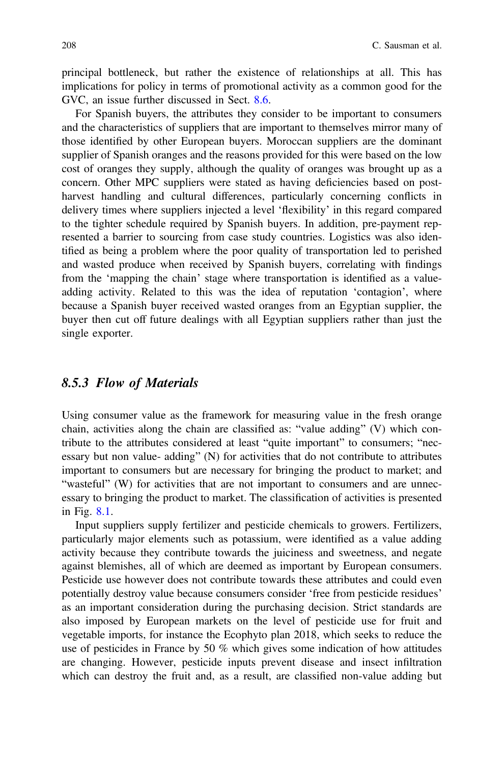principal bottleneck, but rather the existence of relationships at all. This has implications for policy in terms of promotional activity as a common good for the GVC, an issue further discussed in Sect. 8.6.

For Spanish buyers, the attributes they consider to be important to consumers and the characteristics of suppliers that are important to themselves mirror many of those identified by other European buyers. Moroccan suppliers are the dominant supplier of Spanish oranges and the reasons provided for this were based on the low cost of oranges they supply, although the quality of oranges was brought up as a concern. Other MPC suppliers were stated as having deficiencies based on post-harvest handling and cultural differences, particularly concerning conflicts in delivery times where suppliers injected a level 'flexibility' in this regard compared to the tighter schedule required by Spanish buyers. In addition, pre-payment represented a barrier to sourcing from case study countries. Logistics was also identified as being a problem where the poor quality of transportation led to perished and wasted produce when received by Spanish buyers, correlating with findings from the 'mapping the chain' stage where transportation is identified as a value-adding activity. Related to this was the idea of reputation 'contagion', where because a Spanish buyer received wasted oranges from an Egyptian supplier, the buyer then cut off future dealings with all Egyptian suppliers rather than just the single exporter.

### *8.5.3 Flow of Materials*

Using consumer value as the framework for measuring value in the fresh orange chain, activities along the chain are classified as: "value adding" (V) which contribute to the attributes considered at least "quite important" to consumers; "necessary but non value- adding" (N) for activities that do not contribute to attributes important to consumers but are necessary for bringing the product to market; and "wasteful" (W) for activities that are not important to consumers and are unnecessary to bringing the product to market. The classification of activities is presented in Fig. 8.1.

Input suppliers supply fertilizer and pesticide chemicals to growers. Fertilizers, particularly major elements such as potassium, were identified as a value adding activity because they contribute towards the juiciness and sweetness, and negate against blemishes, all of which are deemed as important by European consumers. Pesticide use however does not contribute towards these attributes and could even potentially destroy value because consumers consider 'free from pesticide residues' as an important consideration during the purchasing decision. Strict standards are also imposed by European markets on the level of pesticide use for fruit and vegetable imports, for instance the Ecophyto plan 2018, which seeks to reduce the use of pesticides in France by 50 % which gives some indication of how attitudes are changing. However, pesticide inputs prevent disease and insect infiltration which can destroy the fruit and, as a result, are classified non-value adding but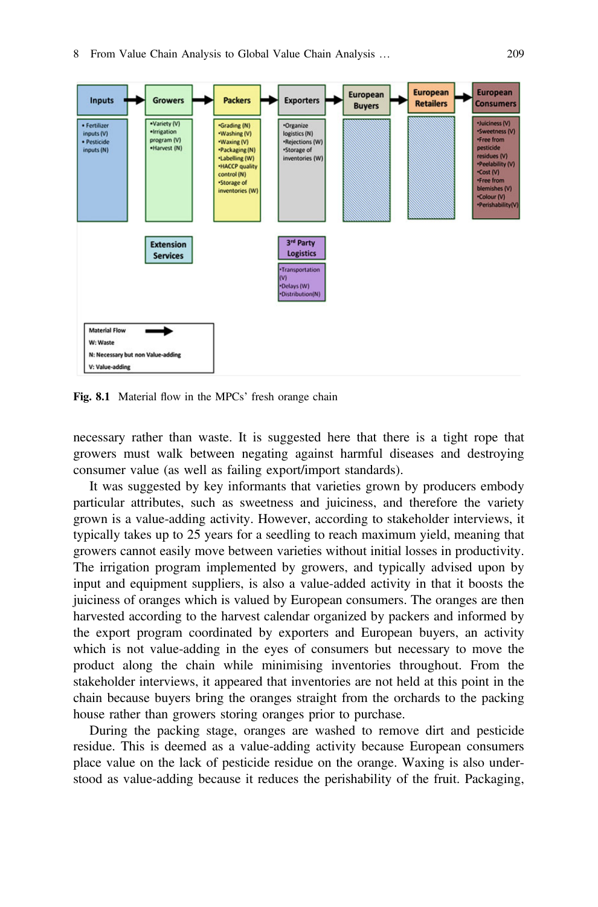Inputs

Growers

Packers

Exporters

European Buyers

European Retailers

European Consumers

• Fertilizer inputs (V)
• Pesticide inputs (N)

•Variety (V)
•Irrigation program (V)
•Harvest (N)

•Grading (N)
•Washing (V)
•Waxing (V)
•Packaging (N)
•Labelling (W)
•HACCP quality control (N)
•Storage of inventories (W)

•Organize logistics (N)
•Rejections (W)
•Storage of inventories (W)

•Juiciness (V)
•Sweetness (V)
•Free from pesticide residues (V)
•Peelability (V)
•Cost (V)
•Free from blemishes (V)
•Colour (V)
•Perishability(V)

Extension Services

3rd Party Logistics

•Transportation (V)
•Delays (W)
•Distribution(N)

Material Flow

W: Waste

N: Necessary but non Value-adding

V: Value-adding

**Fig. 8.1** Material flow in the MPCs' fresh orange chain

necessary rather than waste. It is suggested here that there is a tight rope that growers must walk between negating against harmful diseases and destroying consumer value (as well as failing export/import standards).

It was suggested by key informants that varieties grown by producers embody particular attributes, such as sweetness and juiciness, and therefore the variety grown is a value-adding activity. However, according to stakeholder interviews, it typically takes up to 25 years for a seedling to reach maximum yield, meaning that growers cannot easily move between varieties without initial losses in productivity. The irrigation program implemented by growers, and typically advised upon by input and equipment suppliers, is also a value-added activity in that it boosts the juiciness of oranges which is valued by European consumers. The oranges are then harvested according to the harvest calendar organized by packers and informed by the export program coordinated by exporters and European buyers, an activity which is not value-adding in the eyes of consumers but necessary to move the product along the chain while minimising inventories throughout. From the stakeholder interviews, it appeared that inventories are not held at this point in the chain because buyers bring the oranges straight from the orchards to the packing house rather than growers storing oranges prior to purchase.

During the packing stage, oranges are washed to remove dirt and pesticide residue. This is deemed as a value-adding activity because European consumers place value on the lack of pesticide residue on the orange. Waxing is also understood as value-adding because it reduces the perishability of the fruit. Packaging,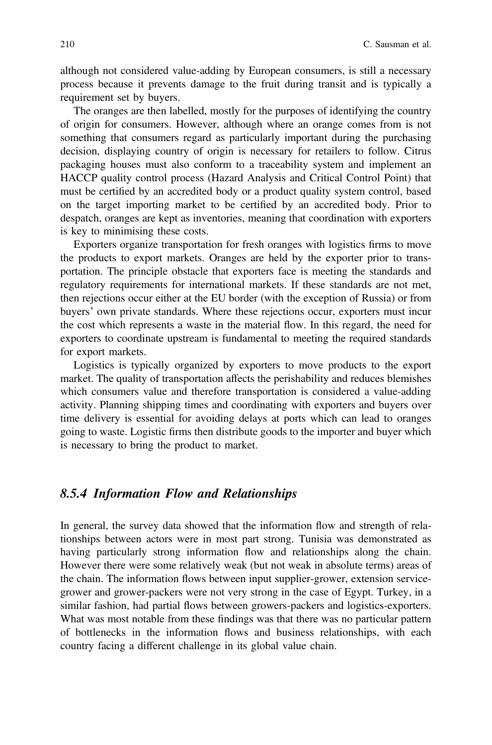although not considered value-adding by European consumers, is still a necessary process because it prevents damage to the fruit during transit and is typically a requirement set by buyers.

The oranges are then labelled, mostly for the purposes of identifying the country of origin for consumers. However, although where an orange comes from is not something that consumers regard as particularly important during the purchasing decision, displaying country of origin is necessary for retailers to follow. Citrus packaging houses must also conform to a traceability system and implement an HACCP quality control process (Hazard Analysis and Critical Control Point) that must be certified by an accredited body or a product quality system control, based on the target importing market to be certified by an accredited body. Prior to despatch, oranges are kept as inventories, meaning that coordination with exporters is key to minimising these costs.

Exporters organize transportation for fresh oranges with logistics firms to move the products to export markets. Oranges are held by the exporter prior to transportation. The principle obstacle that exporters face is meeting the standards and regulatory requirements for international markets. If these standards are not met, then rejections occur either at the EU border (with the exception of Russia) or from buyers' own private standards. Where these rejections occur, exporters must incur the cost which represents a waste in the material flow. In this regard, the need for exporters to coordinate upstream is fundamental to meeting the required standards for export markets.

Logistics is typically organized by exporters to move products to the export market. The quality of transportation affects the perishability and reduces blemishes which consumers value and therefore transportation is considered a value-adding activity. Planning shipping times and coordinating with exporters and buyers over time delivery is essential for avoiding delays at ports which can lead to oranges going to waste. Logistic firms then distribute goods to the importer and buyer which is necessary to bring the product to market.

### 8.5.4 Information Flow and Relationships

In general, the survey data showed that the information flow and strength of relationships between actors were in most part strong. Tunisia was demonstrated as having particularly strong information flow and relationships along the chain. However there were some relatively weak (but not weak in absolute terms) areas of the chain. The information flows between input supplier-grower, extension service-grower and grower-packers were not very strong in the case of Egypt. Turkey, in a similar fashion, had partial flows between growers-packers and logistics-exporters. What was most notable from these findings was that there was no particular pattern of bottlenecks in the information flows and business relationships, with each country facing a different challenge in its global value chain.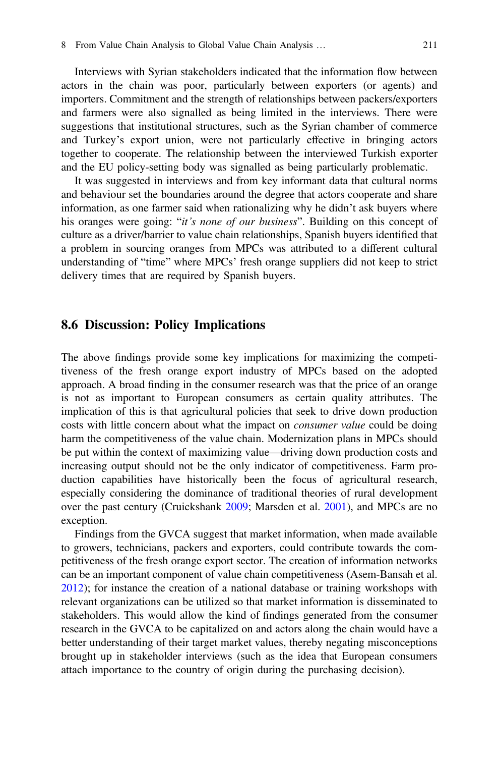Interviews with Syrian stakeholders indicated that the information flow between actors in the chain was poor, particularly between exporters (or agents) and importers. Commitment and the strength of relationships between packers/exporters and farmers were also signalled as being limited in the interviews. There were suggestions that institutional structures, such as the Syrian chamber of commerce and Turkey's export union, were not particularly effective in bringing actors together to cooperate. The relationship between the interviewed Turkish exporter and the EU policy-setting body was signalled as being particularly problematic.

It was suggested in interviews and from key informant data that cultural norms and behaviour set the boundaries around the degree that actors cooperate and share information, as one farmer said when rationalizing why he didn't ask buyers where his oranges were going: "*it's none of our business*". Building on this concept of culture as a driver/barrier to value chain relationships, Spanish buyers identified that a problem in sourcing oranges from MPCs was attributed to a different cultural understanding of "time" where MPCs' fresh orange suppliers did not keep to strict delivery times that are required by Spanish buyers.

## 8.6 Discussion: Policy Implications

The above findings provide some key implications for maximizing the competitiveness of the fresh orange export industry of MPCs based on the adopted approach. A broad finding in the consumer research was that the price of an orange is not as important to European consumers as certain quality attributes. The implication of this is that agricultural policies that seek to drive down production costs with little concern about what the impact on *consumer value* could be doing harm the competitiveness of the value chain. Modernization plans in MPCs should be put within the context of maximizing value—driving down production costs and increasing output should not be the only indicator of competitiveness. Farm production capabilities have historically been the focus of agricultural research, especially considering the dominance of traditional theories of rural development over the past century (Cruickshank 2009; Marsden et al. 2001), and MPCs are no exception.

Findings from the GVCA suggest that market information, when made available to growers, technicians, packers and exporters, could contribute towards the competitiveness of the fresh orange export sector. The creation of information networks can be an important component of value chain competitiveness (Asem-Bansah et al. 2012); for instance the creation of a national database or training workshops with relevant organizations can be utilized so that market information is disseminated to stakeholders. This would allow the kind of findings generated from the consumer research in the GVCA to be capitalized on and actors along the chain would have a better understanding of their target market values, thereby negating misconceptions brought up in stakeholder interviews (such as the idea that European consumers attach importance to the country of origin during the purchasing decision).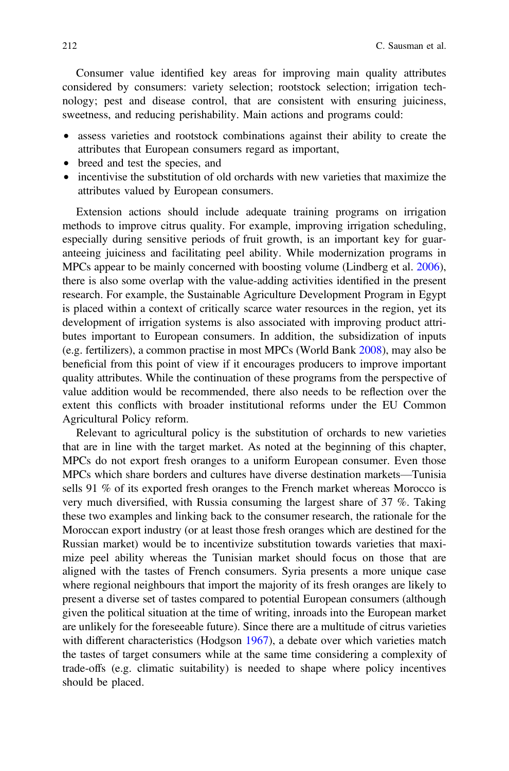Consumer value identified key areas for improving main quality attributes considered by consumers: variety selection; rootstock selection; irrigation technology; pest and disease control, that are consistent with ensuring juiciness, sweetness, and reducing perishability. Main actions and programs could:

- assess varieties and rootstock combinations against their ability to create the attributes that European consumers regard as important,
- breed and test the species, and
- incentivise the substitution of old orchards with new varieties that maximize the attributes valued by European consumers.

Extension actions should include adequate training programs on irrigation methods to improve citrus quality. For example, improving irrigation scheduling, especially during sensitive periods of fruit growth, is an important key for guaranteeing juiciness and facilitating peel ability. While modernization programs in MPCs appear to be mainly concerned with boosting volume (Lindberg et al. 2006), there is also some overlap with the value-adding activities identified in the present research. For example, the Sustainable Agriculture Development Program in Egypt is placed within a context of critically scarce water resources in the region, yet its development of irrigation systems is also associated with improving product attributes important to European consumers. In addition, the subsidization of inputs (e.g. fertilizers), a common practise in most MPCs (World Bank 2008), may also be beneficial from this point of view if it encourages producers to improve important quality attributes. While the continuation of these programs from the perspective of value addition would be recommended, there also needs to be reflection over the extent this conflicts with broader institutional reforms under the EU Common Agricultural Policy reform.

Relevant to agricultural policy is the substitution of orchards to new varieties that are in line with the target market. As noted at the beginning of this chapter, MPCs do not export fresh oranges to a uniform European consumer. Even those MPCs which share borders and cultures have diverse destination markets—Tunisia sells 91 % of its exported fresh oranges to the French market whereas Morocco is very much diversified, with Russia consuming the largest share of 37 %. Taking these two examples and linking back to the consumer research, the rationale for the Moroccan export industry (or at least those fresh oranges which are destined for the Russian market) would be to incentivize substitution towards varieties that maximize peel ability whereas the Tunisian market should focus on those that are aligned with the tastes of French consumers. Syria presents a more unique case where regional neighbours that import the majority of its fresh oranges are likely to present a diverse set of tastes compared to potential European consumers (although given the political situation at the time of writing, inroads into the European market are unlikely for the foreseeable future). Since there are a multitude of citrus varieties with different characteristics (Hodgson 1967), a debate over which varieties match the tastes of target consumers while at the same time considering a complexity of trade-offs (e.g. climatic suitability) is needed to shape where policy incentives should be placed.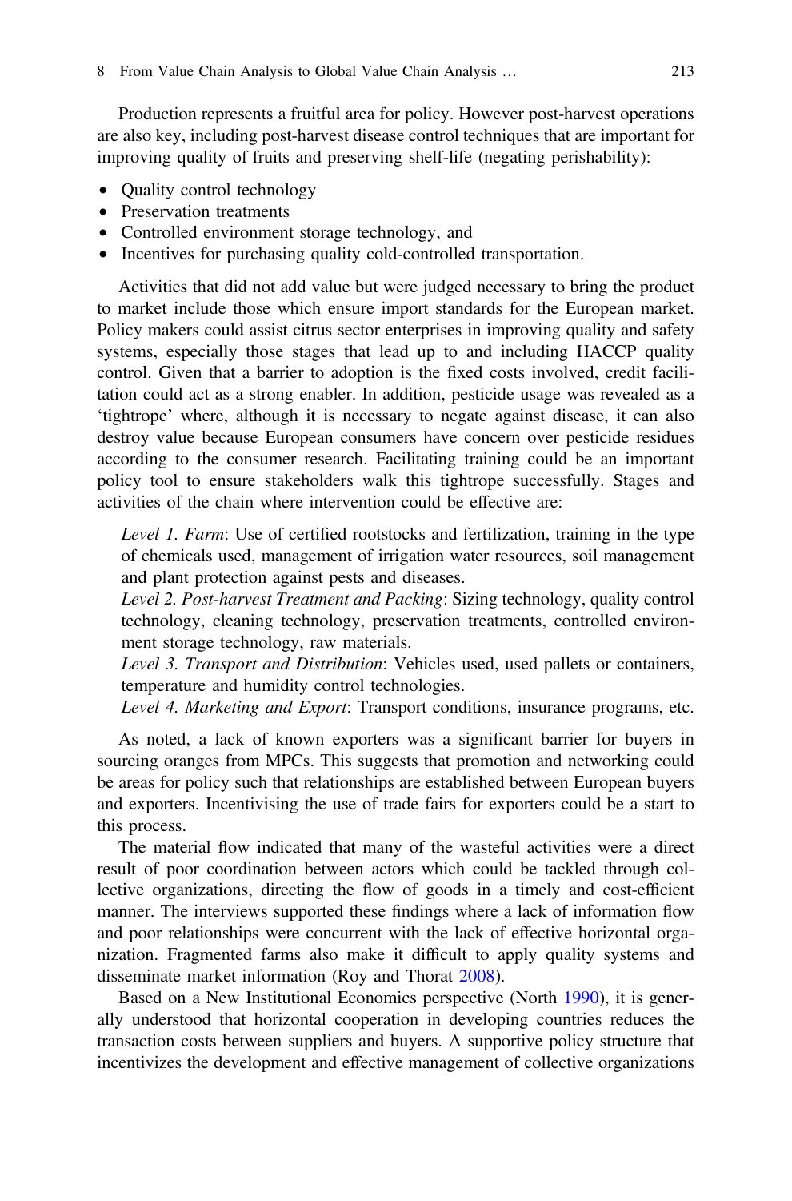Production represents a fruitful area for policy. However post-harvest operations are also key, including post-harvest disease control techniques that are important for improving quality of fruits and preserving shelf-life (negating perishability):

- Quality control technology
- Preservation treatments
- Controlled environment storage technology, and
- Incentives for purchasing quality cold-controlled transportation.

Activities that did not add value but were judged necessary to bring the product to market include those which ensure import standards for the European market. Policy makers could assist citrus sector enterprises in improving quality and safety systems, especially those stages that lead up to and including HACCP quality control. Given that a barrier to adoption is the fixed costs involved, credit facilitation could act as a strong enabler. In addition, pesticide usage was revealed as a 'tightrope' where, although it is necessary to negate against disease, it can also destroy value because European consumers have concern over pesticide residues according to the consumer research. Facilitating training could be an important policy tool to ensure stakeholders walk this tightrope successfully. Stages and activities of the chain where intervention could be effective are:

> *Level 1. Farm*: Use of certified rootstocks and fertilization, training in the type of chemicals used, management of irrigation water resources, soil management and plant protection against pests and diseases.
>
> *Level 2. Post-harvest Treatment and Packing*: Sizing technology, quality control technology, cleaning technology, preservation treatments, controlled environment storage technology, raw materials.
>
> *Level 3. Transport and Distribution*: Vehicles used, used pallets or containers, temperature and humidity control technologies.
>
> *Level 4. Marketing and Export*: Transport conditions, insurance programs, etc.

As noted, a lack of known exporters was a significant barrier for buyers in sourcing oranges from MPCs. This suggests that promotion and networking could be areas for policy such that relationships are established between European buyers and exporters. Incentivising the use of trade fairs for exporters could be a start to this process.

The material flow indicated that many of the wasteful activities were a direct result of poor coordination between actors which could be tackled through collective organizations, directing the flow of goods in a timely and cost-efficient manner. The interviews supported these findings where a lack of information flow and poor relationships were concurrent with the lack of effective horizontal organization. Fragmented farms also make it difficult to apply quality systems and disseminate market information (Roy and Thorat 2008).

Based on a New Institutional Economics perspective (North 1990), it is generally understood that horizontal cooperation in developing countries reduces the transaction costs between suppliers and buyers. A supportive policy structure that incentivizes the development and effective management of collective organizations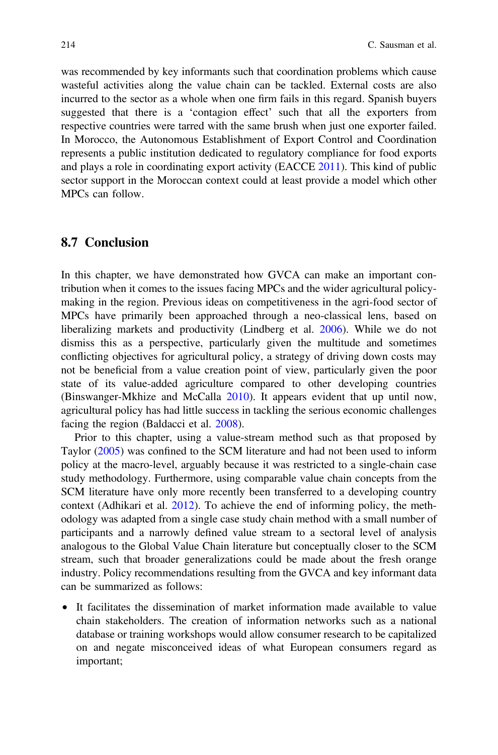was recommended by key informants such that coordination problems which cause wasteful activities along the value chain can be tackled. External costs are also incurred to the sector as a whole when one firm fails in this regard. Spanish buyers suggested that there is a 'contagion effect' such that all the exporters from respective countries were tarred with the same brush when just one exporter failed. In Morocco, the Autonomous Establishment of Export Control and Coordination represents a public institution dedicated to regulatory compliance for food exports and plays a role in coordinating export activity (EACCE 2011). This kind of public sector support in the Moroccan context could at least provide a model which other MPCs can follow.

## 8.7 Conclusion

In this chapter, we have demonstrated how GVCA can make an important contribution when it comes to the issues facing MPCs and the wider agricultural policy-making in the region. Previous ideas on competitiveness in the agri-food sector of MPCs have primarily been approached through a neo-classical lens, based on liberalizing markets and productivity (Lindberg et al. 2006). While we do not dismiss this as a perspective, particularly given the multitude and sometimes conflicting objectives for agricultural policy, a strategy of driving down costs may not be beneficial from a value creation point of view, particularly given the poor state of its value-added agriculture compared to other developing countries (Binswanger-Mkhize and McCalla 2010). It appears evident that up until now, agricultural policy has had little success in tackling the serious economic challenges facing the region (Baldacci et al. 2008).

Prior to this chapter, using a value-stream method such as that proposed by Taylor (2005) was confined to the SCM literature and had not been used to inform policy at the macro-level, arguably because it was restricted to a single-chain case study methodology. Furthermore, using comparable value chain concepts from the SCM literature have only more recently been transferred to a developing country context (Adhikari et al. 2012). To achieve the end of informing policy, the methodology was adapted from a single case study chain method with a small number of participants and a narrowly defined value stream to a sectoral level of analysis analogous to the Global Value Chain literature but conceptually closer to the SCM stream, such that broader generalizations could be made about the fresh orange industry. Policy recommendations resulting from the GVCA and key informant data can be summarized as follows:

- It facilitates the dissemination of market information made available to value chain stakeholders. The creation of information networks such as a national database or training workshops would allow consumer research to be capitalized on and negate misconceived ideas of what European consumers regard as important;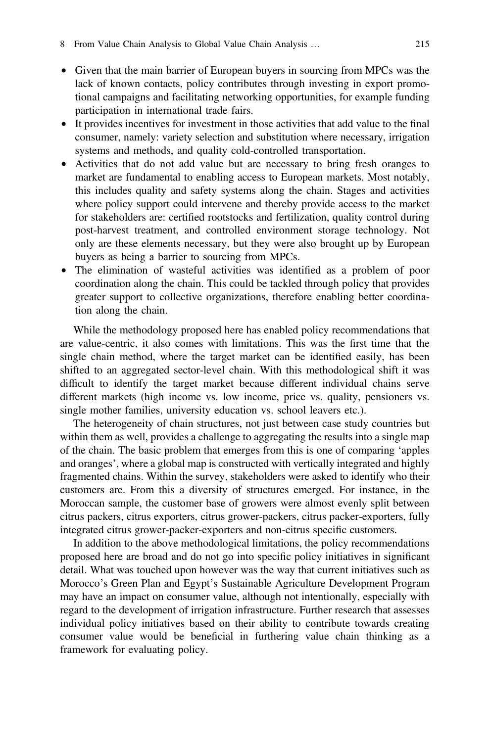- Given that the main barrier of European buyers in sourcing from MPCs was the lack of known contacts, policy contributes through investing in export promotional campaigns and facilitating networking opportunities, for example funding participation in international trade fairs.
- It provides incentives for investment in those activities that add value to the final consumer, namely: variety selection and substitution where necessary, irrigation systems and methods, and quality cold-controlled transportation.
- Activities that do not add value but are necessary to bring fresh oranges to market are fundamental to enabling access to European markets. Most notably, this includes quality and safety systems along the chain. Stages and activities where policy support could intervene and thereby provide access to the market for stakeholders are: certified rootstocks and fertilization, quality control during post-harvest treatment, and controlled environment storage technology. Not only are these elements necessary, but they were also brought up by European buyers as being a barrier to sourcing from MPCs.
- The elimination of wasteful activities was identified as a problem of poor coordination along the chain. This could be tackled through policy that provides greater support to collective organizations, therefore enabling better coordination along the chain.

While the methodology proposed here has enabled policy recommendations that are value-centric, it also comes with limitations. This was the first time that the single chain method, where the target market can be identified easily, has been shifted to an aggregated sector-level chain. With this methodological shift it was difficult to identify the target market because different individual chains serve different markets (high income vs. low income, price vs. quality, pensioners vs. single mother families, university education vs. school leavers etc.).

The heterogeneity of chain structures, not just between case study countries but within them as well, provides a challenge to aggregating the results into a single map of the chain. The basic problem that emerges from this is one of comparing 'apples and oranges', where a global map is constructed with vertically integrated and highly fragmented chains. Within the survey, stakeholders were asked to identify who their customers are. From this a diversity of structures emerged. For instance, in the Moroccan sample, the customer base of growers were almost evenly split between citrus packers, citrus exporters, citrus grower-packers, citrus packer-exporters, fully integrated citrus grower-packer-exporters and non-citrus specific customers.

In addition to the above methodological limitations, the policy recommendations proposed here are broad and do not go into specific policy initiatives in significant detail. What was touched upon however was the way that current initiatives such as Morocco's Green Plan and Egypt's Sustainable Agriculture Development Program may have an impact on consumer value, although not intentionally, especially with regard to the development of irrigation infrastructure. Further research that assesses individual policy initiatives based on their ability to contribute towards creating consumer value would be beneficial in furthering value chain thinking as a framework for evaluating policy.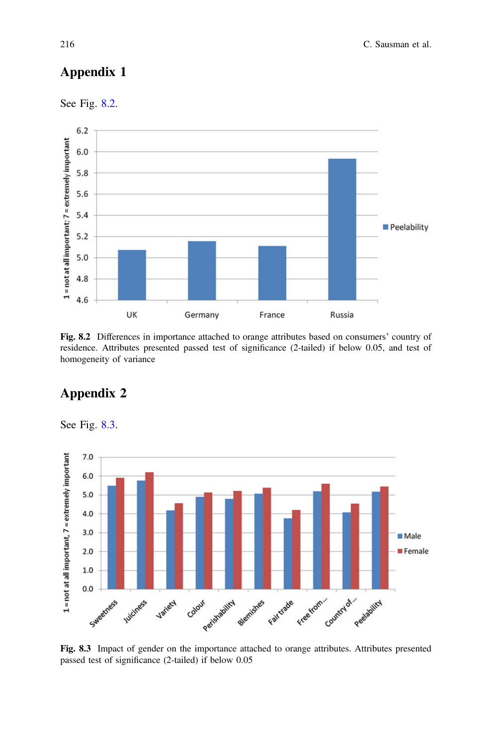# Appendix 1

See Fig. 8.2.

**Fig. 8.2** Differences in importance attached to orange attributes based on consumers' country of residence. Attributes presented passed test of significance (2-tailed) if below 0.05, and test of homogeneity of variance

# Appendix 2

See Fig. 8.3.

**Fig. 8.3** Impact of gender on the importance attached to orange attributes. Attributes presented passed test of significance (2-tailed) if below 0.05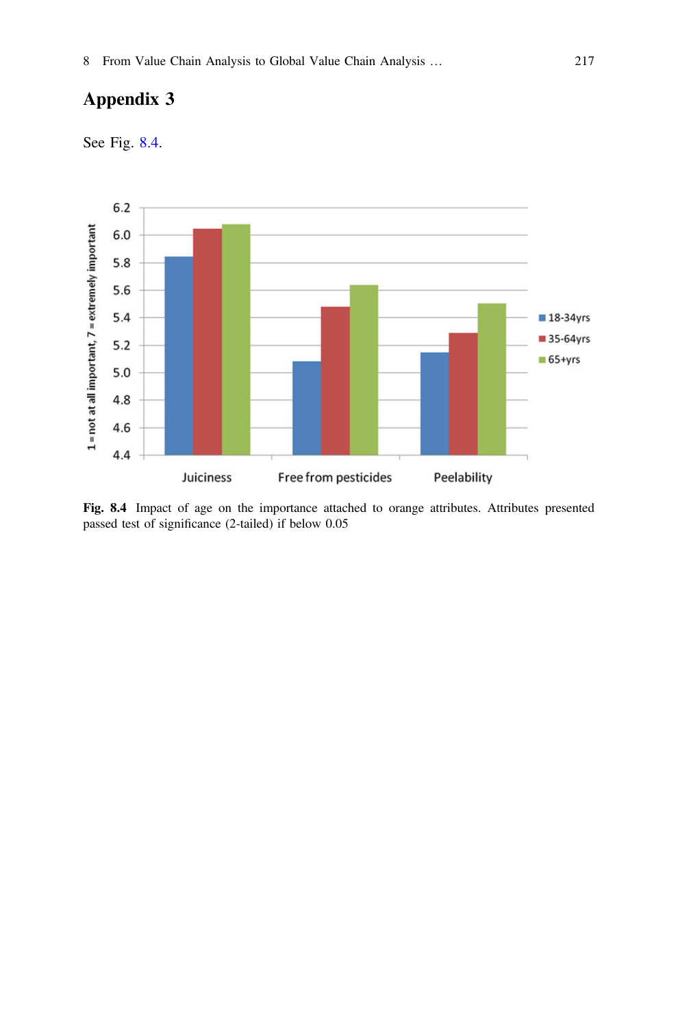## Appendix 3

See Fig. 8.4.

**Fig. 8.4** Impact of age on the importance attached to orange attributes. Attributes presented passed test of significance (2-tailed) if below 0.05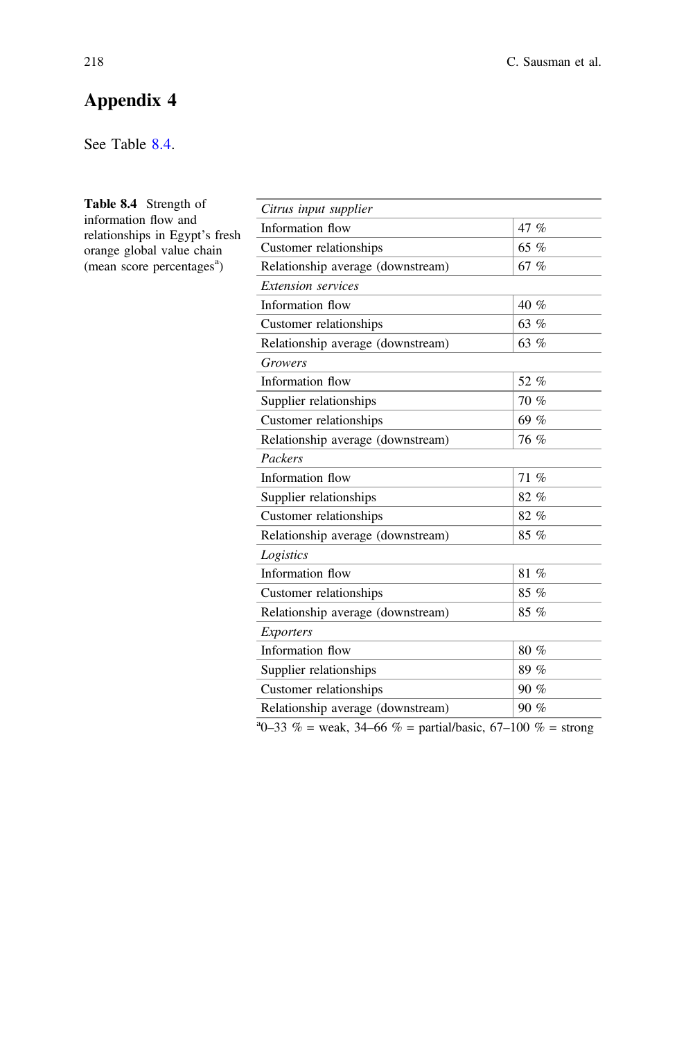## Appendix 4

See Table 8.4.

**Table 8.4** Strength of information flow and relationships in Egypt's fresh orange global value chain (mean score percentages[a])

| | |
|---|---|
| *Citrus input supplier* | |
| Information flow | 47 % |
| Customer relationships | 65 % |
| Relationship average (downstream) | 67 % |
| *Extension services* | |
| Information flow | 40 % |
| Customer relationships | 63 % |
| Relationship average (downstream) | 63 % |
| *Growers* | |
| Information flow | 52 % |
| Supplier relationships | 70 % |
| Customer relationships | 69 % |
| Relationship average (downstream) | 76 % |
| *Packers* | |
| Information flow | 71 % |
| Supplier relationships | 82 % |
| Customer relationships | 82 % |
| Relationship average (downstream) | 85 % |
| *Logistics* | |
| Information flow | 81 % |
| Customer relationships | 85 % |
| Relationship average (downstream) | 85 % |
| *Exporters* | |
| Information flow | 80 % |
| Supplier relationships | 89 % |
| Customer relationships | 90 % |
| Relationship average (downstream) | 90 % |

[a]0–33 % = weak, 34–66 % = partial/basic, 67–100 % = strong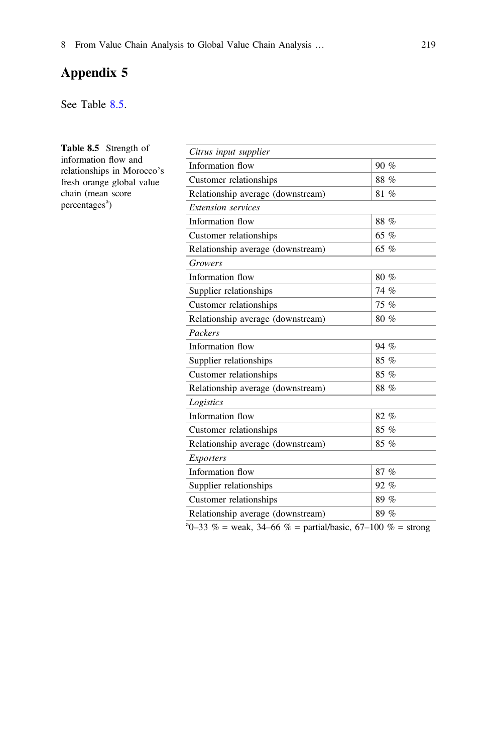## Appendix 5

See Table 8.5.

**Table 8.5** Strength of information flow and relationships in Morocco's fresh orange global value chain (mean score percentages[a])

| | |
|---|---|
| *Citrus input supplier* | |
| Information flow | 90 % |
| Customer relationships | 88 % |
| Relationship average (downstream) | 81 % |
| *Extension services* | |
| Information flow | 88 % |
| Customer relationships | 65 % |
| Relationship average (downstream) | 65 % |
| *Growers* | |
| Information flow | 80 % |
| Supplier relationships | 74 % |
| Customer relationships | 75 % |
| Relationship average (downstream) | 80 % |
| *Packers* | |
| Information flow | 94 % |
| Supplier relationships | 85 % |
| Customer relationships | 85 % |
| Relationship average (downstream) | 88 % |
| *Logistics* | |
| Information flow | 82 % |
| Customer relationships | 85 % |
| Relationship average (downstream) | 85 % |
| *Exporters* | |
| Information flow | 87 % |
| Supplier relationships | 92 % |
| Customer relationships | 89 % |
| Relationship average (downstream) | 89 % |

[a]0–33 % = weak, 34–66 % = partial/basic, 67–100 % = strong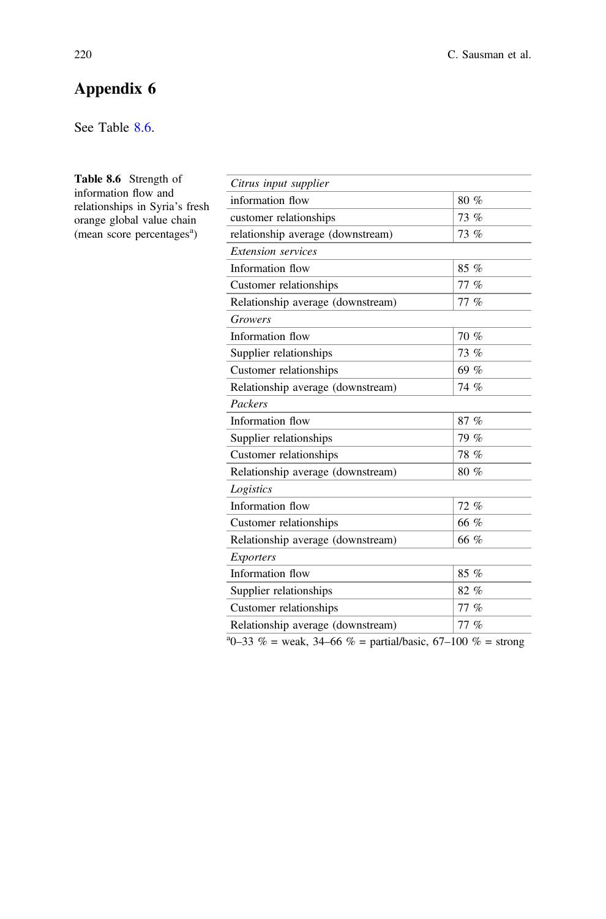# Appendix 6

See Table 8.6.

**Table 8.6** Strength of information flow and relationships in Syria's fresh orange global value chain (mean score percentages[a])

| | |
|---|---|
| *Citrus input supplier* | |
| information flow | 80 % |
| customer relationships | 73 % |
| relationship average (downstream) | 73 % |
| *Extension services* | |
| Information flow | 85 % |
| Customer relationships | 77 % |
| Relationship average (downstream) | 77 % |
| *Growers* | |
| Information flow | 70 % |
| Supplier relationships | 73 % |
| Customer relationships | 69 % |
| Relationship average (downstream) | 74 % |
| *Packers* | |
| Information flow | 87 % |
| Supplier relationships | 79 % |
| Customer relationships | 78 % |
| Relationship average (downstream) | 80 % |
| *Logistics* | |
| Information flow | 72 % |
| Customer relationships | 66 % |
| Relationship average (downstream) | 66 % |
| *Exporters* | |
| Information flow | 85 % |
| Supplier relationships | 82 % |
| Customer relationships | 77 % |
| Relationship average (downstream) | 77 % |

[a]0–33 % = weak, 34–66 % = partial/basic, 67–100 % = strong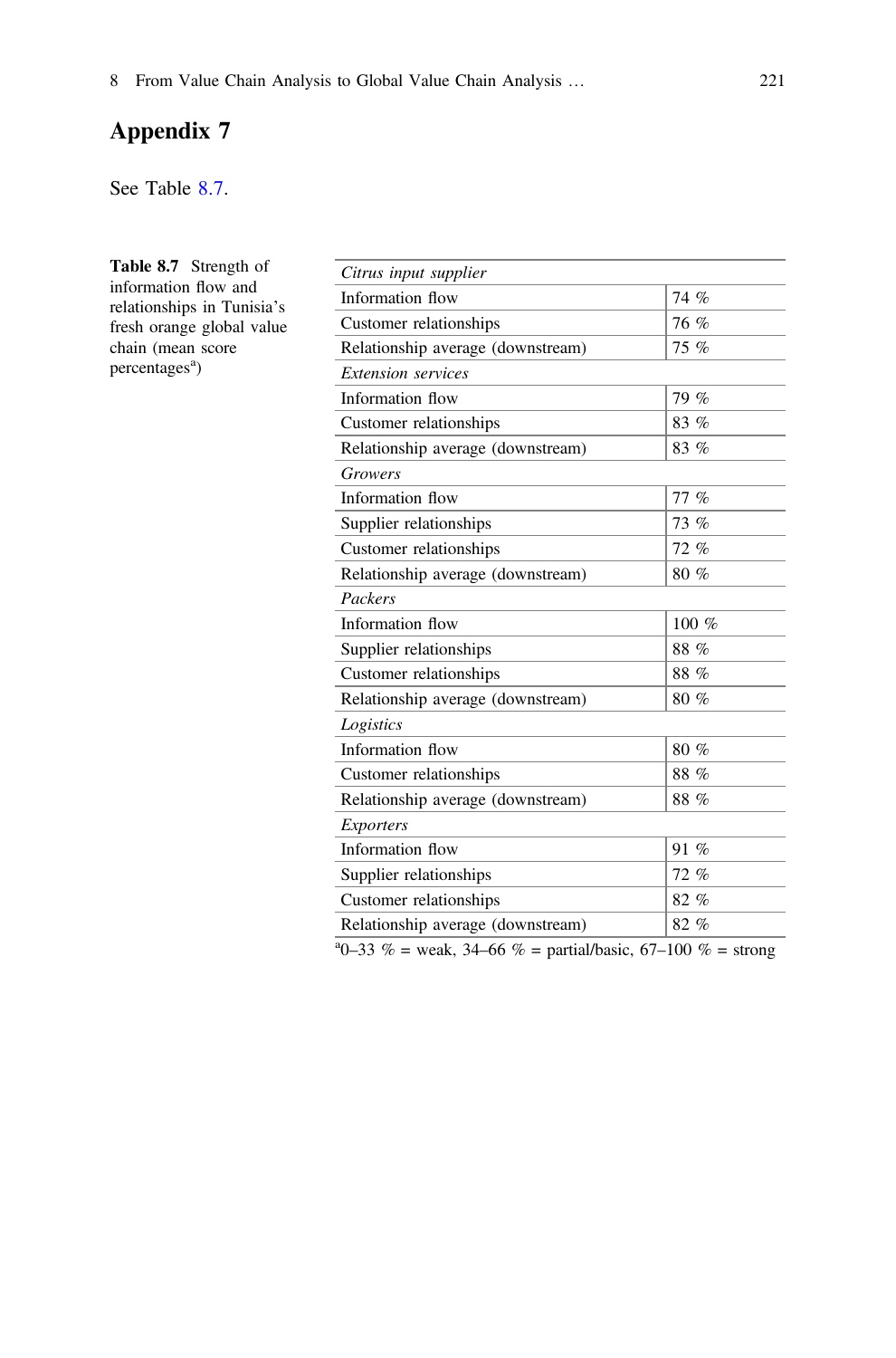## Appendix 7

See Table 8.7.

**Table 8.7** Strength of information flow and relationships in Tunisia's fresh orange global value chain (mean score percentages[a])

| | |
|---|---|
| *Citrus input supplier* | |
| Information flow | 74 % |
| Customer relationships | 76 % |
| Relationship average (downstream) | 75 % |
| *Extension services* | |
| Information flow | 79 % |
| Customer relationships | 83 % |
| Relationship average (downstream) | 83 % |
| *Growers* | |
| Information flow | 77 % |
| Supplier relationships | 73 % |
| Customer relationships | 72 % |
| Relationship average (downstream) | 80 % |
| *Packers* | |
| Information flow | 100 % |
| Supplier relationships | 88 % |
| Customer relationships | 88 % |
| Relationship average (downstream) | 80 % |
| *Logistics* | |
| Information flow | 80 % |
| Customer relationships | 88 % |
| Relationship average (downstream) | 88 % |
| *Exporters* | |
| Information flow | 91 % |
| Supplier relationships | 72 % |
| Customer relationships | 82 % |
| Relationship average (downstream) | 82 % |

[a]0–33 % = weak, 34–66 % = partial/basic, 67–100 % = strong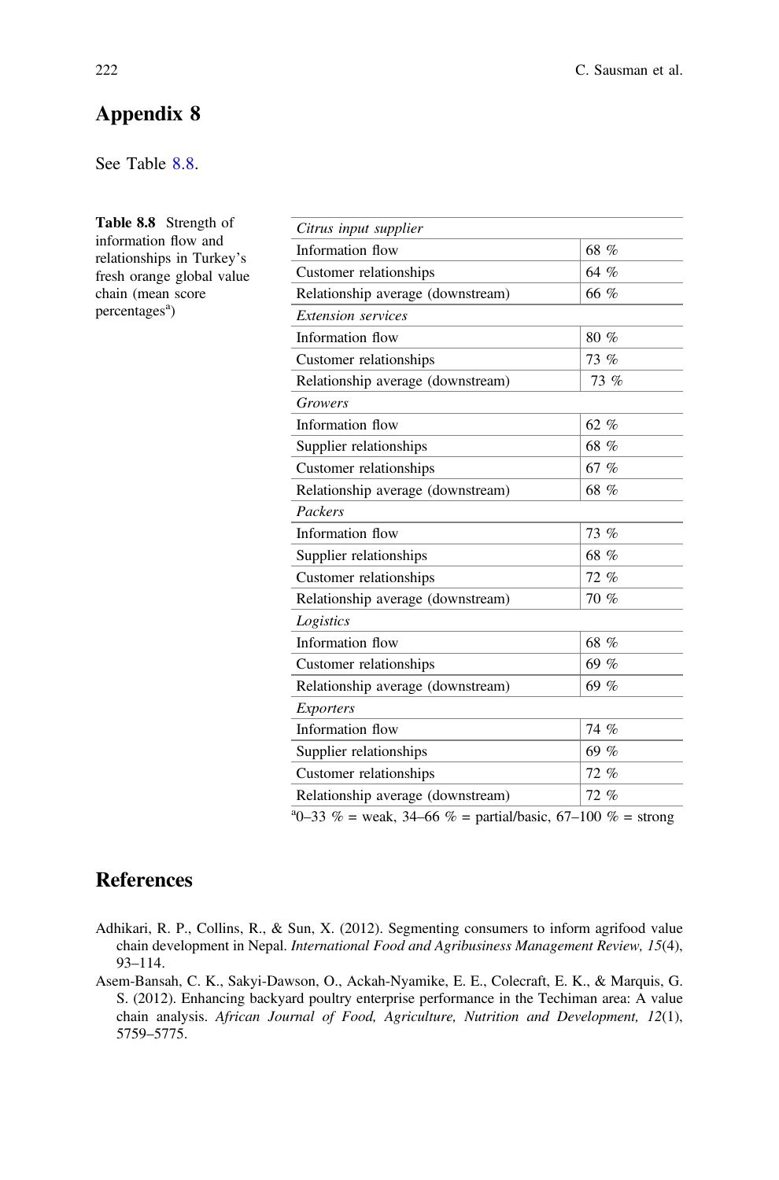## Appendix 8

See Table 8.8.

**Table 8.8** Strength of information flow and relationships in Turkey's fresh orange global value chain (mean score percentages[a])

| *Citrus input supplier* | |
|---|---|
| Information flow | 68 % |
| Customer relationships | 64 % |
| Relationship average (downstream) | 66 % |
| *Extension services* | |
| Information flow | 80 % |
| Customer relationships | 73 % |
| Relationship average (downstream) | 73 % |
| *Growers* | |
| Information flow | 62 % |
| Supplier relationships | 68 % |
| Customer relationships | 67 % |
| Relationship average (downstream) | 68 % |
| *Packers* | |
| Information flow | 73 % |
| Supplier relationships | 68 % |
| Customer relationships | 72 % |
| Relationship average (downstream) | 70 % |
| *Logistics* | |
| Information flow | 68 % |
| Customer relationships | 69 % |
| Relationship average (downstream) | 69 % |
| *Exporters* | |
| Information flow | 74 % |
| Supplier relationships | 69 % |
| Customer relationships | 72 % |
| Relationship average (downstream) | 72 % |

[a]0–33 % = weak, 34–66 % = partial/basic, 67–100 % = strong

## References

Adhikari, R. P., Collins, R., & Sun, X. (2012). Segmenting consumers to inform agrifood value chain development in Nepal. *International Food and Agribusiness Management Review, 15*(4), 93–114.

Asem-Bansah, C. K., Sakyi-Dawson, O., Ackah-Nyamike, E. E., Colecraft, E. K., & Marquis, G. S. (2012). Enhancing backyard poultry enterprise performance in the Techiman area: A value chain analysis. *African Journal of Food, Agriculture, Nutrition and Development, 12*(1), 5759–5775.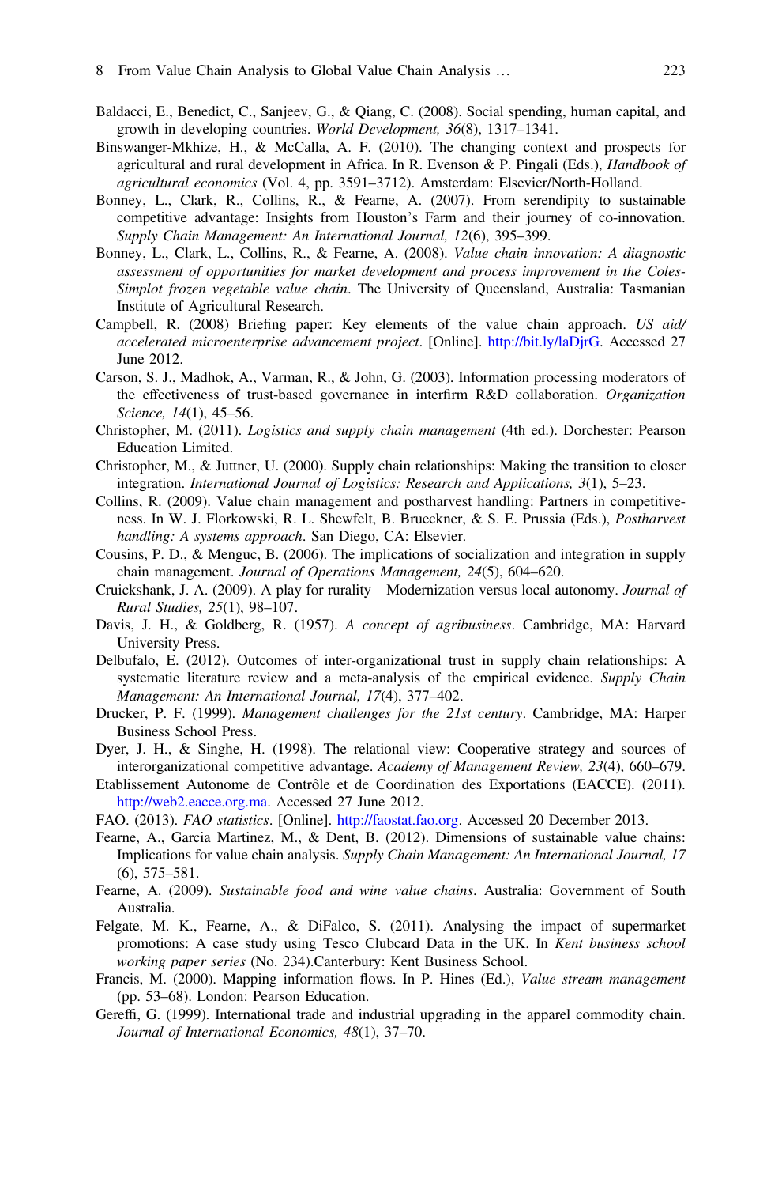Baldacci, E., Benedict, C., Sanjeev, G., & Qiang, C. (2008). Social spending, human capital, and growth in developing countries. *World Development, 36*(8), 1317–1341.

Binswanger-Mkhize, H., & McCalla, A. F. (2010). The changing context and prospects for agricultural and rural development in Africa. In R. Evenson & P. Pingali (Eds.), *Handbook of agricultural economics* (Vol. 4, pp. 3591–3712). Amsterdam: Elsevier/North-Holland.

Bonney, L., Clark, R., Collins, R., & Fearne, A. (2007). From serendipity to sustainable competitive advantage: Insights from Houston's Farm and their journey of co-innovation. *Supply Chain Management: An International Journal, 12*(6), 395–399.

Bonney, L., Clark, L., Collins, R., & Fearne, A. (2008). *Value chain innovation: A diagnostic assessment of opportunities for market development and process improvement in the Coles-Simplot frozen vegetable value chain*. The University of Queensland, Australia: Tasmanian Institute of Agricultural Research.

Campbell, R. (2008) Briefing paper: Key elements of the value chain approach. *US aid/ accelerated microenterprise advancement project*. [Online]. http://bit.ly/laDjrG. Accessed 27 June 2012.

Carson, S. J., Madhok, A., Varman, R., & John, G. (2003). Information processing moderators of the effectiveness of trust-based governance in interfirm R&D collaboration. *Organization Science, 14*(1), 45–56.

Christopher, M. (2011). *Logistics and supply chain management* (4th ed.). Dorchester: Pearson Education Limited.

Christopher, M., & Juttner, U. (2000). Supply chain relationships: Making the transition to closer integration. *International Journal of Logistics: Research and Applications, 3*(1), 5–23.

Collins, R. (2009). Value chain management and postharvest handling: Partners in competitiveness. In W. J. Florkowski, R. L. Shewfelt, B. Brueckner, & S. E. Prussia (Eds.), *Postharvest handling: A systems approach*. San Diego, CA: Elsevier.

Cousins, P. D., & Menguc, B. (2006). The implications of socialization and integration in supply chain management. *Journal of Operations Management, 24*(5), 604–620.

Cruickshank, J. A. (2009). A play for rurality—Modernization versus local autonomy. *Journal of Rural Studies, 25*(1), 98–107.

Davis, J. H., & Goldberg, R. (1957). *A concept of agribusiness*. Cambridge, MA: Harvard University Press.

Delbufalo, E. (2012). Outcomes of inter-organizational trust in supply chain relationships: A systematic literature review and a meta-analysis of the empirical evidence. *Supply Chain Management: An International Journal, 17*(4), 377–402.

Drucker, P. F. (1999). *Management challenges for the 21st century*. Cambridge, MA: Harper Business School Press.

Dyer, J. H., & Singhe, H. (1998). The relational view: Cooperative strategy and sources of interorganizational competitive advantage. *Academy of Management Review, 23*(4), 660–679.

Etablissement Autonome de Contrôle et de Coordination des Exportations (EACCE). (2011). http://web2.eacce.org.ma. Accessed 27 June 2012.

FAO. (2013). *FAO statistics*. [Online]. http://faostat.fao.org. Accessed 20 December 2013.

Fearne, A., Garcia Martinez, M., & Dent, B. (2012). Dimensions of sustainable value chains: Implications for value chain analysis. *Supply Chain Management: An International Journal, 17* (6), 575–581.

Fearne, A. (2009). *Sustainable food and wine value chains*. Australia: Government of South Australia.

Felgate, M. K., Fearne, A., & DiFalco, S. (2011). Analysing the impact of supermarket promotions: A case study using Tesco Clubcard Data in the UK. In *Kent business school working paper series* (No. 234).Canterbury: Kent Business School.

Francis, M. (2000). Mapping information flows. In P. Hines (Ed.), *Value stream management* (pp. 53–68). London: Pearson Education.

Gereffi, G. (1999). International trade and industrial upgrading in the apparel commodity chain. *Journal of International Economics, 48*(1), 37–70.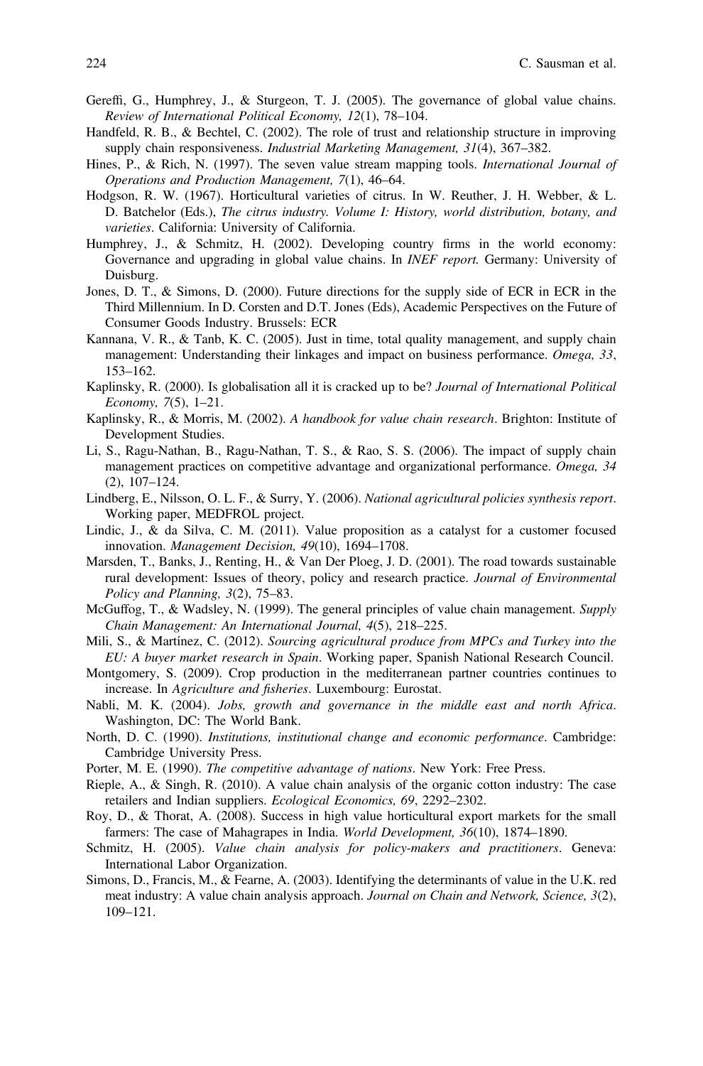Gereffi, G., Humphrey, J., & Sturgeon, T. J. (2005). The governance of global value chains. *Review of International Political Economy, 12*(1), 78–104.

Handfeld, R. B., & Bechtel, C. (2002). The role of trust and relationship structure in improving supply chain responsiveness. *Industrial Marketing Management, 31*(4), 367–382.

Hines, P., & Rich, N. (1997). The seven value stream mapping tools. *International Journal of Operations and Production Management, 7*(1), 46–64.

Hodgson, R. W. (1967). Horticultural varieties of citrus. In W. Reuther, J. H. Webber, & L. D. Batchelor (Eds.), *The citrus industry. Volume I: History, world distribution, botany, and varieties*. California: University of California.

Humphrey, J., & Schmitz, H. (2002). Developing country firms in the world economy: Governance and upgrading in global value chains. In *INEF report.* Germany: University of Duisburg.

Jones, D. T., & Simons, D. (2000). Future directions for the supply side of ECR in ECR in the Third Millennium. In D. Corsten and D.T. Jones (Eds), Academic Perspectives on the Future of Consumer Goods Industry. Brussels: ECR

Kannana, V. R., & Tanb, K. C. (2005). Just in time, total quality management, and supply chain management: Understanding their linkages and impact on business performance. *Omega, 33*, 153–162.

Kaplinsky, R. (2000). Is globalisation all it is cracked up to be? *Journal of International Political Economy, 7*(5), 1–21.

Kaplinsky, R., & Morris, M. (2002). *A handbook for value chain research*. Brighton: Institute of Development Studies.

Li, S., Ragu-Nathan, B., Ragu-Nathan, T. S., & Rao, S. S. (2006). The impact of supply chain management practices on competitive advantage and organizational performance. *Omega, 34* (2), 107–124.

Lindberg, E., Nilsson, O. L. F., & Surry, Y. (2006). *National agricultural policies synthesis report*. Working paper, MEDFROL project.

Lindic, J., & da Silva, C. M. (2011). Value proposition as a catalyst for a customer focused innovation. *Management Decision, 49*(10), 1694–1708.

Marsden, T., Banks, J., Renting, H., & Van Der Ploeg, J. D. (2001). The road towards sustainable rural development: Issues of theory, policy and research practice. *Journal of Environmental Policy and Planning, 3*(2), 75–83.

McGuffog, T., & Wadsley, N. (1999). The general principles of value chain management. *Supply Chain Management: An International Journal, 4*(5), 218–225.

Mili, S., & Martínez, C. (2012). *Sourcing agricultural produce from MPCs and Turkey into the EU: A buyer market research in Spain*. Working paper, Spanish National Research Council.

Montgomery, S. (2009). Crop production in the mediterranean partner countries continues to increase. In *Agriculture and fisheries*. Luxembourg: Eurostat.

Nabli, M. K. (2004). *Jobs, growth and governance in the middle east and north Africa*. Washington, DC: The World Bank.

North, D. C. (1990). *Institutions, institutional change and economic performance*. Cambridge: Cambridge University Press.

Porter, M. E. (1990). *The competitive advantage of nations*. New York: Free Press.

Rieple, A., & Singh, R. (2010). A value chain analysis of the organic cotton industry: The case retailers and Indian suppliers. *Ecological Economics, 69*, 2292–2302.

Roy, D., & Thorat, A. (2008). Success in high value horticultural export markets for the small farmers: The case of Mahagrapes in India. *World Development, 36*(10), 1874–1890.

Schmitz, H. (2005). *Value chain analysis for policy-makers and practitioners*. Geneva: International Labor Organization.

Simons, D., Francis, M., & Fearne, A. (2003). Identifying the determinants of value in the U.K. red meat industry: A value chain analysis approach. *Journal on Chain and Network, Science, 3*(2), 109–121.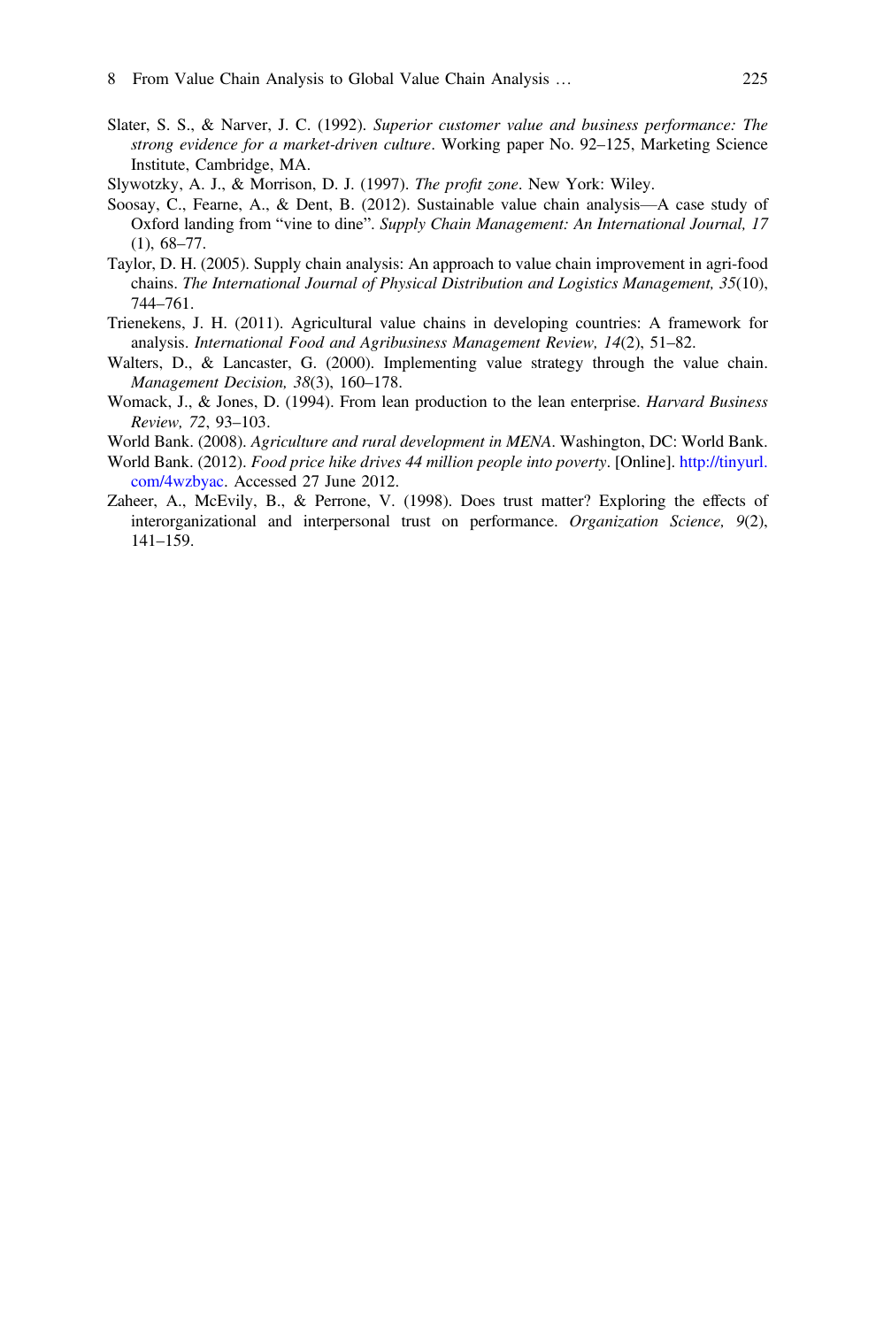Slater, S. S., & Narver, J. C. (1992). *Superior customer value and business performance: The strong evidence for a market-driven culture*. Working paper No. 92–125, Marketing Science Institute, Cambridge, MA.

Slywotzky, A. J., & Morrison, D. J. (1997). *The profit zone*. New York: Wiley.

Soosay, C., Fearne, A., & Dent, B. (2012). Sustainable value chain analysis—A case study of Oxford landing from "vine to dine". *Supply Chain Management: An International Journal, 17* (1), 68–77.

Taylor, D. H. (2005). Supply chain analysis: An approach to value chain improvement in agri-food chains. *The International Journal of Physical Distribution and Logistics Management, 35*(10), 744–761.

Trienekens, J. H. (2011). Agricultural value chains in developing countries: A framework for analysis. *International Food and Agribusiness Management Review, 14*(2), 51–82.

Walters, D., & Lancaster, G. (2000). Implementing value strategy through the value chain. *Management Decision, 38*(3), 160–178.

Womack, J., & Jones, D. (1994). From lean production to the lean enterprise. *Harvard Business Review, 72*, 93–103.

World Bank. (2008). *Agriculture and rural development in MENA*. Washington, DC: World Bank.

World Bank. (2012). *Food price hike drives 44 million people into poverty*. [Online]. http://tinyurl.com/4wzbyac. Accessed 27 June 2012.

Zaheer, A., McEvily, B., & Perrone, V. (1998). Does trust matter? Exploring the effects of interorganizational and interpersonal trust on performance. *Organization Science, 9*(2), 141–159.